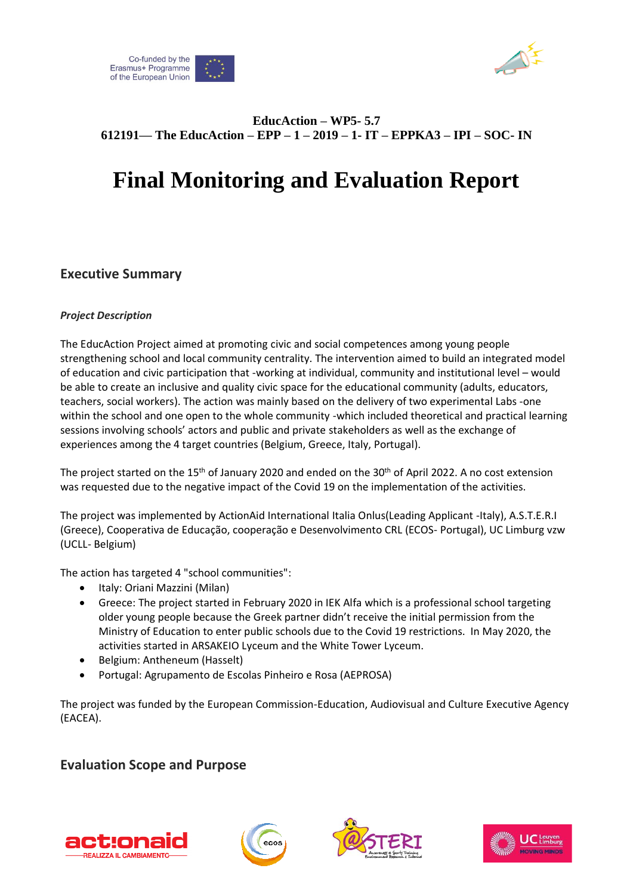**EducAction – WP5- 5.7**
**612191— The EducAction – EPP – 1 – 2019 – 1- IT – EPPKA3 – IPI – SOC- IN**

# Final Monitoring and Evaluation Report

## Executive Summary

### *Project Description*

The EducAction Project aimed at promoting civic and social competences among young people strengthening school and local community centrality. The intervention aimed to build an integrated model of education and civic participation that -working at individual, community and institutional level – would be able to create an inclusive and quality civic space for the educational community (adults, educators, teachers, social workers). The action was mainly based on the delivery of two experimental Labs -one within the school and one open to the whole community -which included theoretical and practical learning sessions involving schools' actors and public and private stakeholders as well as the exchange of experiences among the 4 target countries (Belgium, Greece, Italy, Portugal).

The project started on the 15th of January 2020 and ended on the 30th of April 2022. A no cost extension was requested due to the negative impact of the Covid 19 on the implementation of the activities.

The project was implemented by ActionAid International Italia Onlus(Leading Applicant -Italy), A.S.T.E.R.I (Greece), Cooperativa de Educação, cooperação e Desenvolvimento CRL (ECOS- Portugal), UC Limburg vzw (UCLL- Belgium)

The action has targeted 4 "school communities":

- Italy: Oriani Mazzini (Milan)
- Greece: The project started in February 2020 in IEK Alfa which is a professional school targeting older young people because the Greek partner didn't receive the initial permission from the Ministry of Education to enter public schools due to the Covid 19 restrictions. In May 2020, the activities started in ARSAKEIO Lyceum and the White Tower Lyceum.
- Belgium: Antheneum (Hasselt)
- Portugal: Agrupamento de Escolas Pinheiro e Rosa (AEPROSA)

The project was funded by the European Commission-Education, Audiovisual and Culture Executive Agency (EACEA).

## Evaluation Scope and Purpose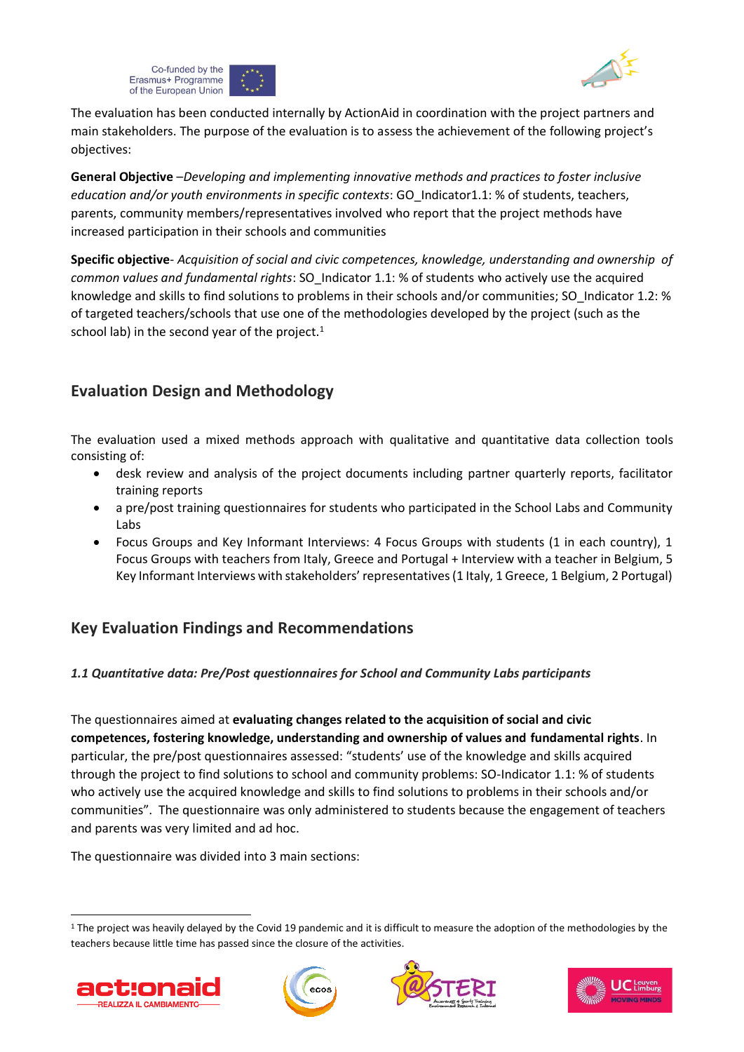The evaluation has been conducted internally by ActionAid in coordination with the project partners and main stakeholders. The purpose of the evaluation is to assess the achievement of the following project's objectives:

**General Objective** –*Developing and implementing innovative methods and practices to foster inclusive education and/or youth environments in specific contexts*: GO_Indicator1.1: % of students, teachers, parents, community members/representatives involved who report that the project methods have increased participation in their schools and communities

**Specific objective**- *Acquisition of social and civic competences, knowledge, understanding and ownership of common values and fundamental rights*: SO_Indicator 1.1: % of students who actively use the acquired knowledge and skills to find solutions to problems in their schools and/or communities; SO_Indicator 1.2: % of targeted teachers/schools that use one of the methodologies developed by the project (such as the school lab) in the second year of the project.[1]

## Evaluation Design and Methodology

The evaluation used a mixed methods approach with qualitative and quantitative data collection tools consisting of:

- desk review and analysis of the project documents including partner quarterly reports, facilitator training reports
- a pre/post training questionnaires for students who participated in the School Labs and Community Labs
- Focus Groups and Key Informant Interviews: 4 Focus Groups with students (1 in each country), 1 Focus Groups with teachers from Italy, Greece and Portugal + Interview with a teacher in Belgium, 5 Key Informant Interviews with stakeholders' representatives (1 Italy, 1 Greece, 1 Belgium, 2 Portugal)

## Key Evaluation Findings and Recommendations

### *1.1 Quantitative data: Pre/Post questionnaires for School and Community Labs participants*

The questionnaires aimed at **evaluating changes related to the acquisition of social and civic competences, fostering knowledge, understanding and ownership of values and fundamental rights**. In particular, the pre/post questionnaires assessed: "students' use of the knowledge and skills acquired through the project to find solutions to school and community problems: SO-Indicator 1.1: % of students who actively use the acquired knowledge and skills to find solutions to problems in their schools and/or communities". The questionnaire was only administered to students because the engagement of teachers and parents was very limited and ad hoc.

The questionnaire was divided into 3 main sections:

---

[1] The project was heavily delayed by the Covid 19 pandemic and it is difficult to measure the adoption of the methodologies by the teachers because little time has passed since the closure of the activities.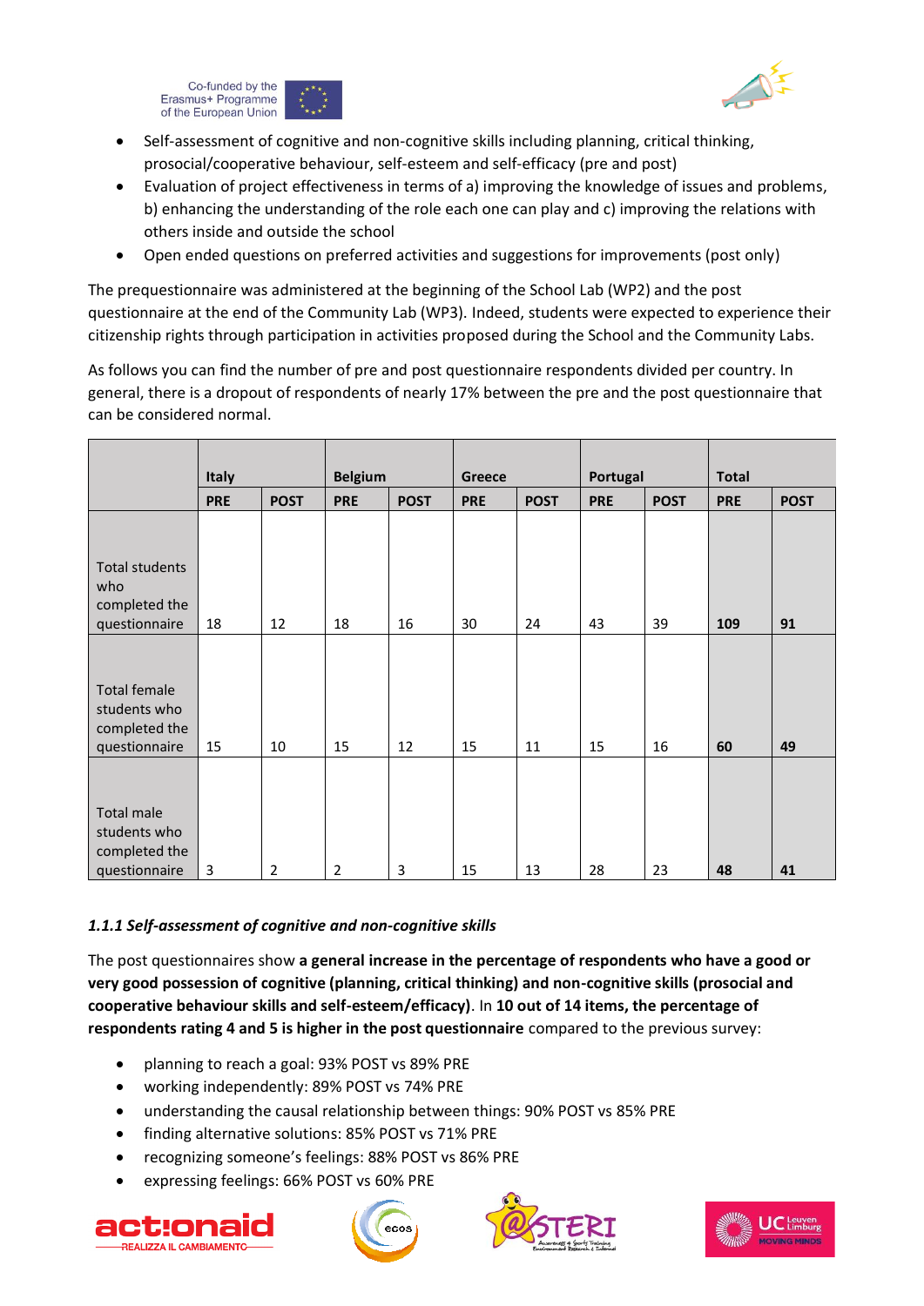- Self-assessment of cognitive and non-cognitive skills including planning, critical thinking, prosocial/cooperative behaviour, self-esteem and self-efficacy (pre and post)
- Evaluation of project effectiveness in terms of a) improving the knowledge of issues and problems, b) enhancing the understanding of the role each one can play and c) improving the relations with others inside and outside the school
- Open ended questions on preferred activities and suggestions for improvements (post only)

The prequestionnaire was administered at the beginning of the School Lab (WP2) and the post questionnaire at the end of the Community Lab (WP3). Indeed, students were expected to experience their citizenship rights through participation in activities proposed during the School and the Community Labs.

As follows you can find the number of pre and post questionnaire respondents divided per country. In general, there is a dropout of respondents of nearly 17% between the pre and the post questionnaire that can be considered normal.

| | **Italy** | | **Belgium** | | **Greece** | | **Portugal** | | **Total** | |
|---|---|---|---|---|---|---|---|---|---|---|
| | **PRE** | **POST** | **PRE** | **POST** | **PRE** | **POST** | **PRE** | **POST** | **PRE** | **POST** |
| Total students who completed the questionnaire | 18 | 12 | 18 | 16 | 30 | 24 | 43 | 39 | **109** | **91** |
| Total female students who completed the questionnaire | 15 | 10 | 15 | 12 | 15 | 11 | 15 | 16 | **60** | **49** |
| Total male students who completed the questionnaire | 3 | 2 | 2 | 3 | 15 | 13 | 28 | 23 | **48** | **41** |

### *1.1.1 Self-assessment of cognitive and non-cognitive skills*

The post questionnaires show **a general increase in the percentage of respondents who have a good or very good possession of cognitive (planning, critical thinking) and non-cognitive skills (prosocial and cooperative behaviour skills and self-esteem/efficacy)**. In **10 out of 14 items, the percentage of respondents rating 4 and 5 is higher in the post questionnaire** compared to the previous survey:

- planning to reach a goal: 93% POST vs 89% PRE
- working independently: 89% POST vs 74% PRE
- understanding the causal relationship between things: 90% POST vs 85% PRE
- finding alternative solutions: 85% POST vs 71% PRE
- recognizing someone's feelings: 88% POST vs 86% PRE
- expressing feelings: 66% POST vs 60% PRE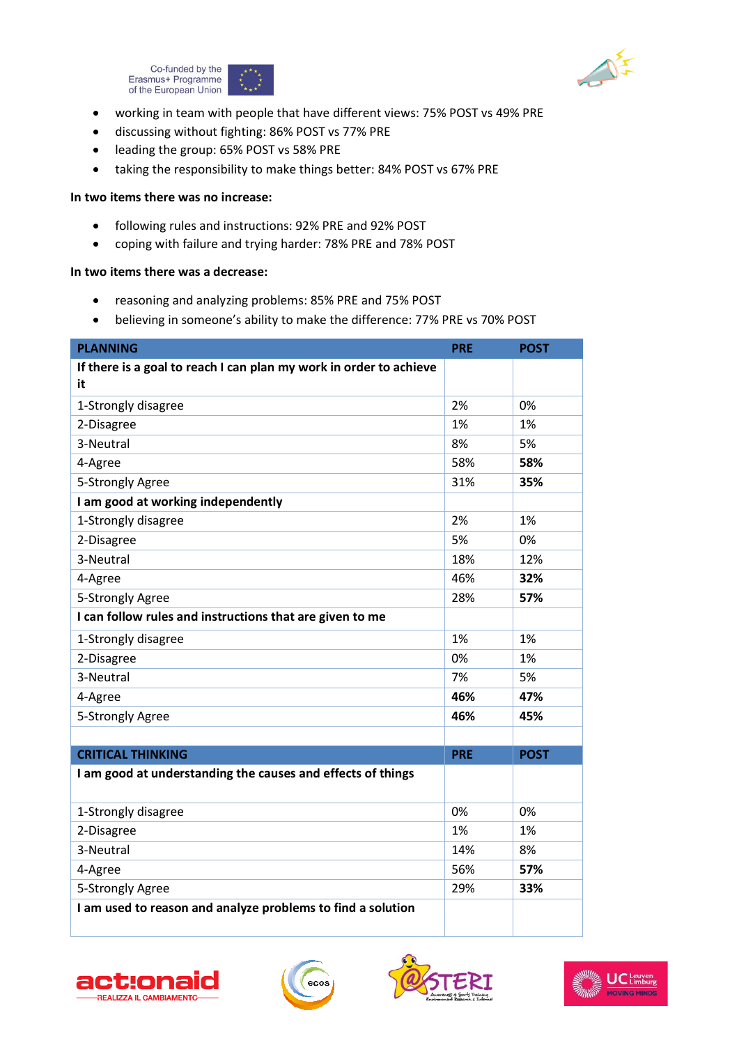- working in team with people that have different views: 75% POST vs 49% PRE
- discussing without fighting: 86% POST vs 77% PRE
- leading the group: 65% POST vs 58% PRE
- taking the responsibility to make things better: 84% POST vs 67% PRE

**In two items there was no increase:**

- following rules and instructions: 92% PRE and 92% POST
- coping with failure and trying harder: 78% PRE and 78% POST

**In two items there was a decrease:**

- reasoning and analyzing problems: 85% PRE and 75% POST
- believing in someone's ability to make the difference: 77% PRE vs 70% POST

| PLANNING | PRE | POST |
|---|---|---|
| **If there is a goal to reach I can plan my work in order to achieve it** | | |
| 1-Strongly disagree | 2% | 0% |
| 2-Disagree | 1% | 1% |
| 3-Neutral | 8% | 5% |
| 4-Agree | 58% | **58%** |
| 5-Strongly Agree | 31% | **35%** |
| **I am good at working independently** | | |
| 1-Strongly disagree | 2% | 1% |
| 2-Disagree | 5% | 0% |
| 3-Neutral | 18% | 12% |
| 4-Agree | 46% | **32%** |
| 5-Strongly Agree | 28% | **57%** |
| **I can follow rules and instructions that are given to me** | | |
| 1-Strongly disagree | 1% | 1% |
| 2-Disagree | 0% | 1% |
| 3-Neutral | 7% | 5% |
| 4-Agree | **46%** | **47%** |
| 5-Strongly Agree | **46%** | **45%** |

| CRITICAL THINKING | PRE | POST |
|---|---|---|
| **I am good at understanding the causes and effects of things** | | |
| 1-Strongly disagree | 0% | 0% |
| 2-Disagree | 1% | 1% |
| 3-Neutral | 14% | 8% |
| 4-Agree | 56% | **57%** |
| 5-Strongly Agree | 29% | **33%** |
| **I am used to reason and analyze problems to find a solution** | | |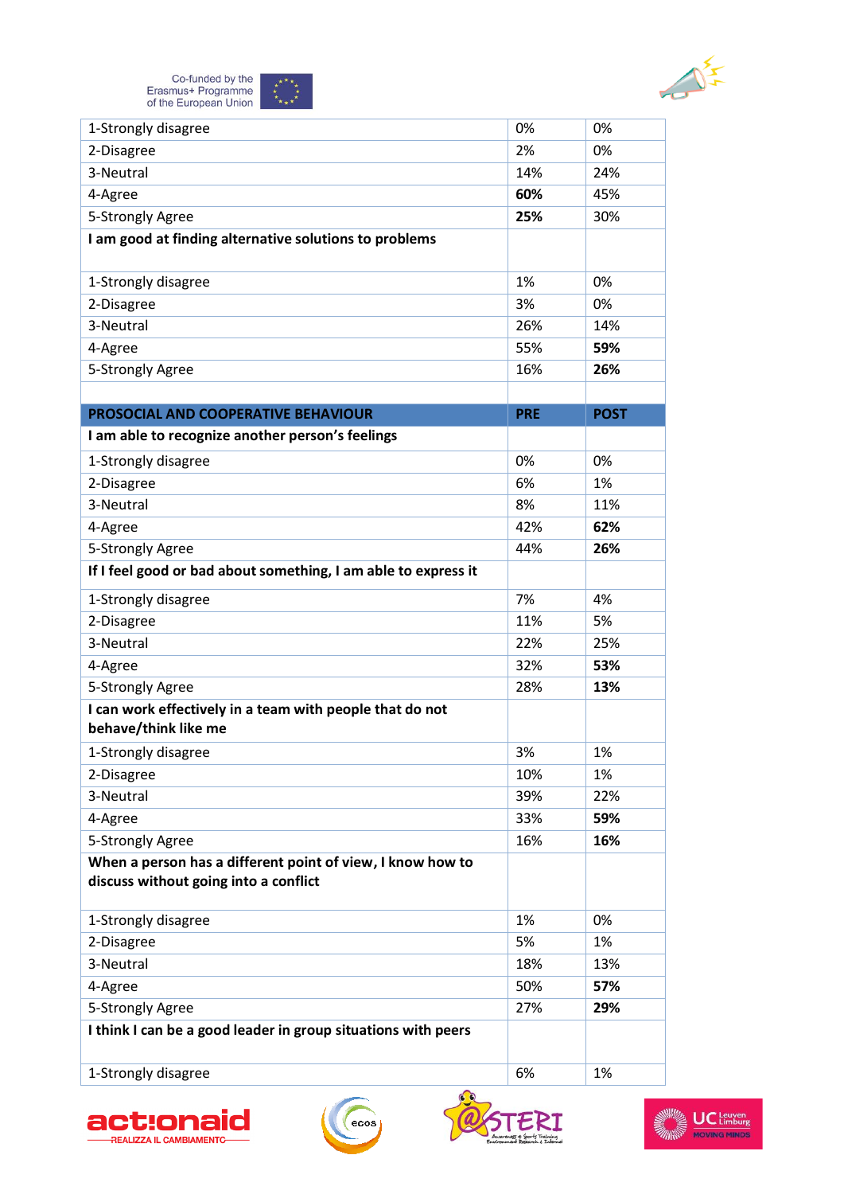| | | |
|---|---|---|
| 1-Strongly disagree | 0% | 0% |
| 2-Disagree | 2% | 0% |
| 3-Neutral | 14% | 24% |
| 4-Agree | **60%** | 45% |
| 5-Strongly Agree | **25%** | 30% |
| **I am good at finding alternative solutions to problems** | | |
| 1-Strongly disagree | 1% | 0% |
| 2-Disagree | 3% | 0% |
| 3-Neutral | 26% | 14% |
| 4-Agree | 55% | **59%** |
| 5-Strongly Agree | 16% | **26%** |
| | | |
| **PROSOCIAL AND COOPERATIVE BEHAVIOUR** | **PRE** | **POST** |
| **I am able to recognize another person's feelings** | | |
| 1-Strongly disagree | 0% | 0% |
| 2-Disagree | 6% | 1% |
| 3-Neutral | 8% | 11% |
| 4-Agree | 42% | **62%** |
| 5-Strongly Agree | 44% | **26%** |
| **If I feel good or bad about something, I am able to express it** | | |
| 1-Strongly disagree | 7% | 4% |
| 2-Disagree | 11% | 5% |
| 3-Neutral | 22% | 25% |
| 4-Agree | 32% | **53%** |
| 5-Strongly Agree | 28% | **13%** |
| **I can work effectively in a team with people that do not behave/think like me** | | |
| 1-Strongly disagree | 3% | 1% |
| 2-Disagree | 10% | 1% |
| 3-Neutral | 39% | 22% |
| 4-Agree | 33% | **59%** |
| 5-Strongly Agree | 16% | **16%** |
| **When a person has a different point of view, I know how to discuss without going into a conflict** | | |
| 1-Strongly disagree | 1% | 0% |
| 2-Disagree | 5% | 1% |
| 3-Neutral | 18% | 13% |
| 4-Agree | 50% | **57%** |
| 5-Strongly Agree | 27% | **29%** |
| **I think I can be a good leader in group situations with peers** | | |
| 1-Strongly disagree | 6% | 1% |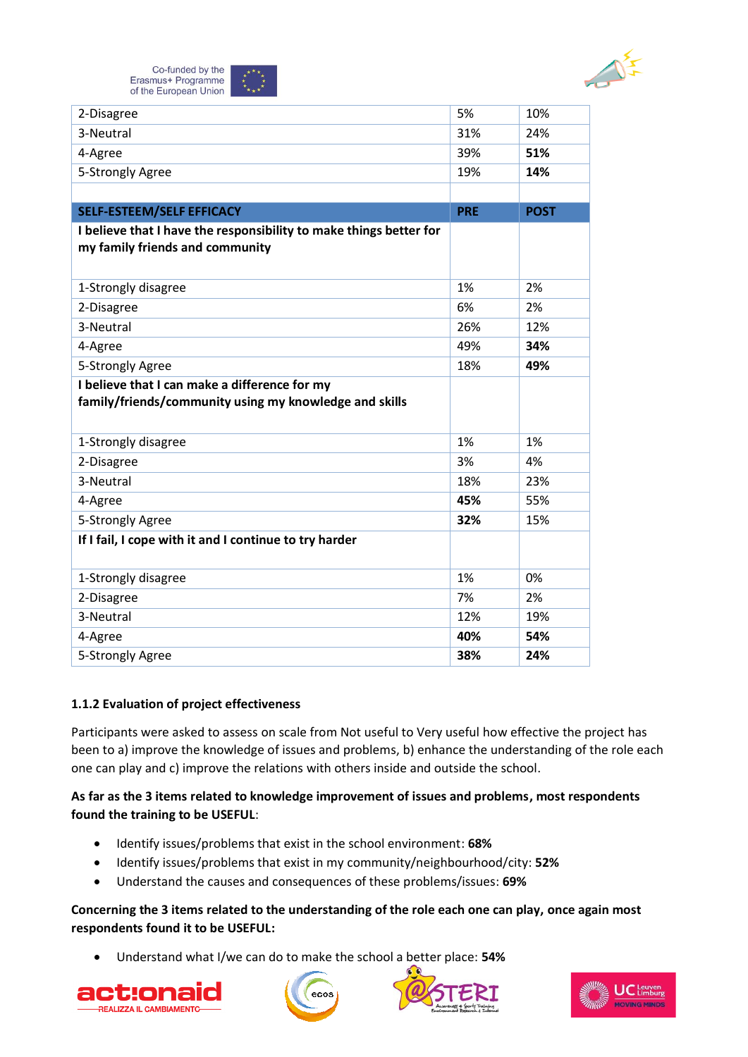| | | |
|---|---|---|
| 2-Disagree | 5% | 10% |
| 3-Neutral | 31% | 24% |
| 4-Agree | 39% | **51%** |
| 5-Strongly Agree | 19% | **14%** |
| | | |
| **SELF-ESTEEM/SELF EFFICACY** | **PRE** | **POST** |
| **I believe that I have the responsibility to make things better for my family friends and community** | | |
| 1-Strongly disagree | 1% | 2% |
| 2-Disagree | 6% | 2% |
| 3-Neutral | 26% | 12% |
| 4-Agree | 49% | **34%** |
| 5-Strongly Agree | 18% | **49%** |
| **I believe that I can make a difference for my family/friends/community using my knowledge and skills** | | |
| 1-Strongly disagree | 1% | 1% |
| 2-Disagree | 3% | 4% |
| 3-Neutral | 18% | 23% |
| 4-Agree | **45%** | 55% |
| 5-Strongly Agree | **32%** | 15% |
| **If I fail, I cope with it and I continue to try harder** | | |
| 1-Strongly disagree | 1% | 0% |
| 2-Disagree | 7% | 2% |
| 3-Neutral | 12% | 19% |
| 4-Agree | **40%** | **54%** |
| 5-Strongly Agree | **38%** | **24%** |

### 1.1.2 Evaluation of project effectiveness

Participants were asked to assess on scale from Not useful to Very useful how effective the project has been to a) improve the knowledge of issues and problems, b) enhance the understanding of the role each one can play and c) improve the relations with others inside and outside the school.

**As far as the 3 items related to knowledge improvement of issues and problems, most respondents found the training to be USEFUL**:

- Identify issues/problems that exist in the school environment: **68%**
- Identify issues/problems that exist in my community/neighbourhood/city: **52%**
- Understand the causes and consequences of these problems/issues: **69%**

**Concerning the 3 items related to the understanding of the role each one can play, once again most respondents found it to be USEFUL:**

- Understand what I/we can do to make the school a better place: **54%**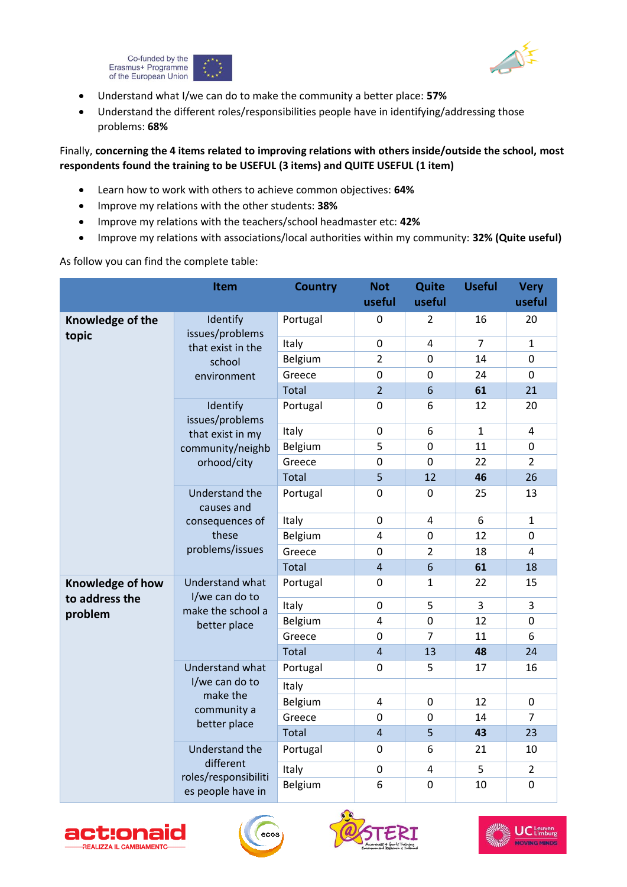- Understand what I/we can do to make the community a better place: **57%**
- Understand the different roles/responsibilities people have in identifying/addressing those problems: **68%**

Finally, **concerning the 4 items related to improving relations with others inside/outside the school, most respondents found the training to be USEFUL (3 items) and QUITE USEFUL (1 item)**

- Learn how to work with others to achieve common objectives: **64%**
- Improve my relations with the other students: **38%**
- Improve my relations with the teachers/school headmaster etc: **42%**
- Improve my relations with associations/local authorities within my community: **32% (Quite useful)**

As follow you can find the complete table:

| | Item | Country | Not useful | Quite useful | Useful | Very useful |
|---|---|---|---|---|---|---|
| **Knowledge of the topic** | Identify issues/problems that exist in the school environment | Portugal | 0 | 2 | 16 | 20 |
| | | Italy | 0 | 4 | 7 | 1 |
| | | Belgium | 2 | 0 | 14 | 0 |
| | | Greece | 0 | 0 | 24 | 0 |
| | | Total | 2 | 6 | **61** | 21 |
| | Identify issues/problems that exist in my community/neighborhood/city | Portugal | 0 | 6 | 12 | 20 |
| | | Italy | 0 | 6 | 1 | 4 |
| | | Belgium | 5 | 0 | 11 | 0 |
| | | Greece | 0 | 0 | 22 | 2 |
| | | Total | 5 | 12 | **46** | 26 |
| | Understand the causes and consequences of these problems/issues | Portugal | 0 | 0 | 25 | 13 |
| | | Italy | 0 | 4 | 6 | 1 |
| | | Belgium | 4 | 0 | 12 | 0 |
| | | Greece | 0 | 2 | 18 | 4 |
| | | Total | 4 | 6 | **61** | 18 |
| **Knowledge of how to address the problem** | Understand what I/we can do to make the school a better place | Portugal | 0 | 1 | 22 | 15 |
| | | Italy | 0 | 5 | 3 | 3 |
| | | Belgium | 4 | 0 | 12 | 0 |
| | | Greece | 0 | 7 | 11 | 6 |
| | | Total | 4 | 13 | **48** | 24 |
| | Understand what I/we can do to make the community a better place | Portugal | 0 | 5 | 17 | 16 |
| | | Italy | | | | |
| | | Belgium | 4 | 0 | 12 | 0 |
| | | Greece | 0 | 0 | 14 | 7 |
| | | Total | 4 | 5 | **43** | 23 |
| | Understand the different roles/responsibilities people have in | Portugal | 0 | 6 | 21 | 10 |
| | | Italy | 0 | 4 | 5 | 2 |
| | | Belgium | 6 | 0 | 10 | 0 |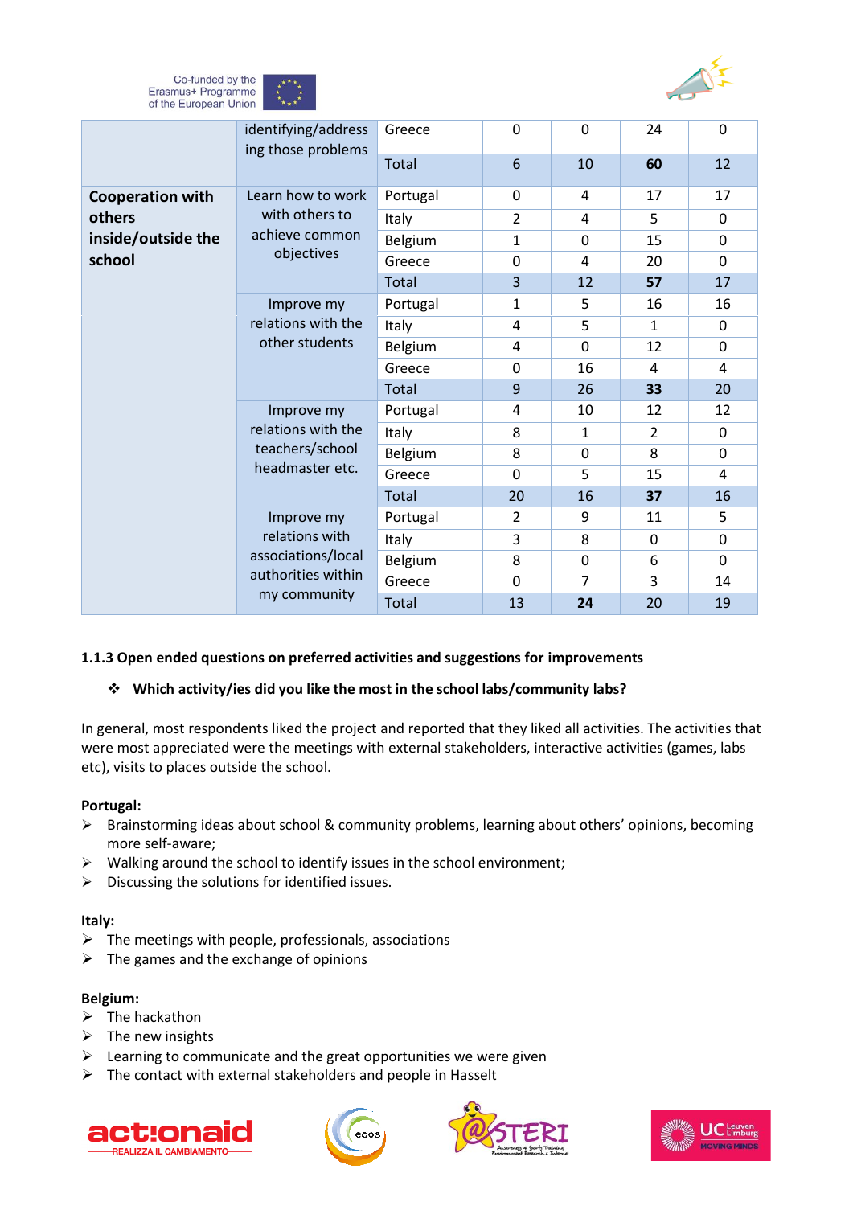|  |  |  |  |  |  |  |
|---|---|---|---|---|---|---|
|  | identifying/addressing those problems | Greece | 0 | 0 | 24 | 0 |
|  |  | Total | 6 | 10 | **60** | 12 |
| **Cooperation with others inside/outside the school** | Learn how to work with others to achieve common objectives | Portugal | 0 | 4 | 17 | 17 |
|  |  | Italy | 2 | 4 | 5 | 0 |
|  |  | Belgium | 1 | 0 | 15 | 0 |
|  |  | Greece | 0 | 4 | 20 | 0 |
|  |  | Total | 3 | 12 | **57** | 17 |
|  | Improve my relations with the other students | Portugal | 1 | 5 | 16 | 16 |
|  |  | Italy | 4 | 5 | 1 | 0 |
|  |  | Belgium | 4 | 0 | 12 | 0 |
|  |  | Greece | 0 | 16 | 4 | 4 |
|  |  | Total | 9 | 26 | **33** | 20 |
|  | Improve my relations with the teachers/school headmaster etc. | Portugal | 4 | 10 | 12 | 12 |
|  |  | Italy | 8 | 1 | 2 | 0 |
|  |  | Belgium | 8 | 0 | 8 | 0 |
|  |  | Greece | 0 | 5 | 15 | 4 |
|  |  | Total | 20 | 16 | **37** | 16 |
|  | Improve my relations with associations/local authorities within my community | Portugal | 2 | 9 | 11 | 5 |
|  |  | Italy | 3 | 8 | 0 | 0 |
|  |  | Belgium | 8 | 0 | 6 | 0 |
|  |  | Greece | 0 | 7 | 3 | 14 |
|  |  | Total | 13 | **24** | 20 | 19 |

### 1.1.3 Open ended questions on preferred activities and suggestions for improvements

- **Which activity/ies did you like the most in the school labs/community labs?**

In general, most respondents liked the project and reported that they liked all activities. The activities that were most appreciated were the meetings with external stakeholders, interactive activities (games, labs etc), visits to places outside the school.

**Portugal:**

- Brainstorming ideas about school & community problems, learning about others' opinions, becoming more self-aware;
- Walking around the school to identify issues in the school environment;
- Discussing the solutions for identified issues.

**Italy:**

- The meetings with people, professionals, associations
- The games and the exchange of opinions

**Belgium:**

- The hackathon
- The new insights
- Learning to communicate and the great opportunities we were given
- The contact with external stakeholders and people in Hasselt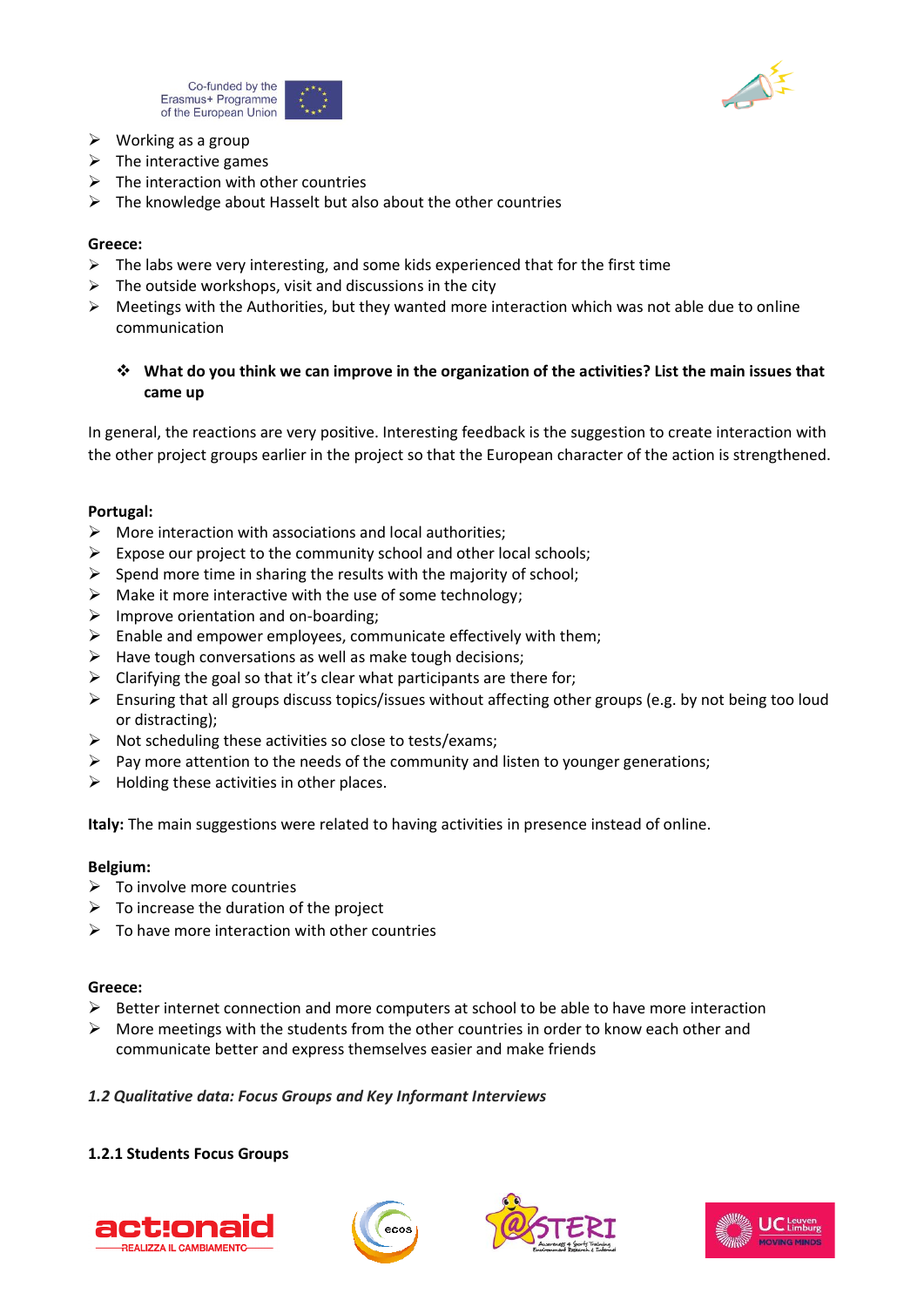- Working as a group
- The interactive games
- The interaction with other countries
- The knowledge about Hasselt but also about the other countries

**Greece:**

- The labs were very interesting, and some kids experienced that for the first time
- The outside workshops, visit and discussions in the city
- Meetings with the Authorities, but they wanted more interaction which was not able due to online communication

- **What do you think we can improve in the organization of the activities? List the main issues that came up**

In general, the reactions are very positive. Interesting feedback is the suggestion to create interaction with the other project groups earlier in the project so that the European character of the action is strengthened.

**Portugal:**

- More interaction with associations and local authorities;
- Expose our project to the community school and other local schools;
- Spend more time in sharing the results with the majority of school;
- Make it more interactive with the use of some technology;
- Improve orientation and on-boarding;
- Enable and empower employees, communicate effectively with them;
- Have tough conversations as well as make tough decisions;
- Clarifying the goal so that it's clear what participants are there for;
- Ensuring that all groups discuss topics/issues without affecting other groups (e.g. by not being too loud or distracting);
- Not scheduling these activities so close to tests/exams;
- Pay more attention to the needs of the community and listen to younger generations;
- Holding these activities in other places.

**Italy:** The main suggestions were related to having activities in presence instead of online.

**Belgium:**

- To involve more countries
- To increase the duration of the project
- To have more interaction with other countries

**Greece:**

- Better internet connection and more computers at school to be able to have more interaction
- More meetings with the students from the other countries in order to know each other and communicate better and express themselves easier and make friends

### *1.2 Qualitative data: Focus Groups and Key Informant Interviews*

#### 1.2.1 Students Focus Groups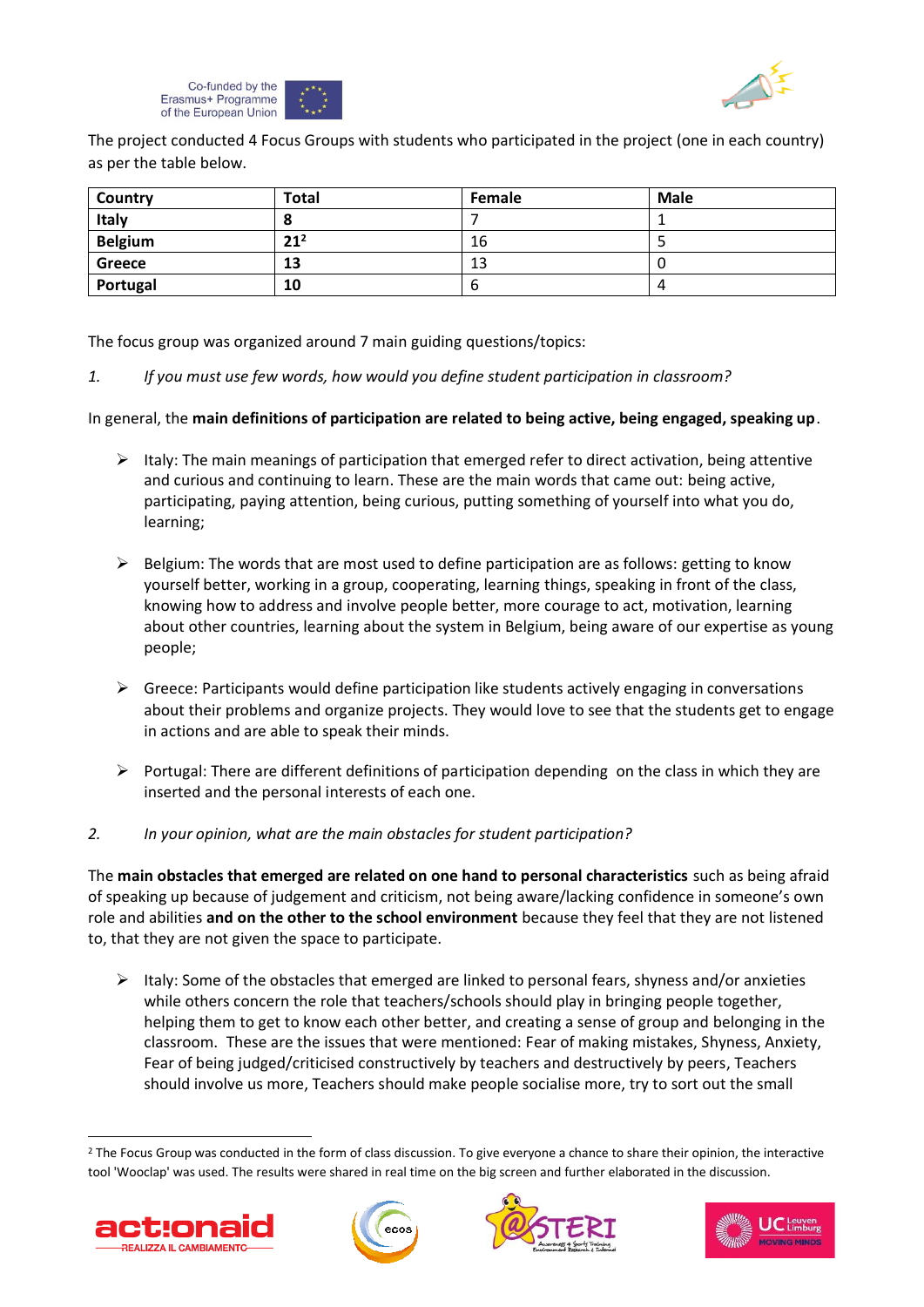The project conducted 4 Focus Groups with students who participated in the project (one in each country) as per the table below.

| Country | Total | Female | Male |
|---|---|---|---|
| **Italy** | **8** | 7 | 1 |
| **Belgium** | **21**[2] | 16 | 5 |
| **Greece** | **13** | 13 | 0 |
| **Portugal** | **10** | 6 | 4 |

The focus group was organized around 7 main guiding questions/topics:

1. *If you must use few words, how would you define student participation in classroom?*

In general, the **main definitions of participation are related to being active, being engaged, speaking up**.

- Italy: The main meanings of participation that emerged refer to direct activation, being attentive and curious and continuing to learn. These are the main words that came out: being active, participating, paying attention, being curious, putting something of yourself into what you do, learning;

- Belgium: The words that are most used to define participation are as follows: getting to know yourself better, working in a group, cooperating, learning things, speaking in front of the class, knowing how to address and involve people better, more courage to act, motivation, learning about other countries, learning about the system in Belgium, being aware of our expertise as young people;

- Greece: Participants would define participation like students actively engaging in conversations about their problems and organize projects. They would love to see that the students get to engage in actions and are able to speak their minds.

- Portugal: There are different definitions of participation depending on the class in which they are inserted and the personal interests of each one.

2. *In your opinion, what are the main obstacles for student participation?*

The **main obstacles that emerged are related on one hand to personal characteristics** such as being afraid of speaking up because of judgement and criticism, not being aware/lacking confidence in someone's own role and abilities **and on the other to the school environment** because they feel that they are not listened to, that they are not given the space to participate.

- Italy: Some of the obstacles that emerged are linked to personal fears, shyness and/or anxieties while others concern the role that teachers/schools should play in bringing people together, helping them to get to know each other better, and creating a sense of group and belonging in the classroom. These are the issues that were mentioned: Fear of making mistakes, Shyness, Anxiety, Fear of being judged/criticised constructively by teachers and destructively by peers, Teachers should involve us more, Teachers should make people socialise more, try to sort out the small

[2] The Focus Group was conducted in the form of class discussion. To give everyone a chance to share their opinion, the interactive tool 'Wooclap' was used. The results were shared in real time on the big screen and further elaborated in the discussion.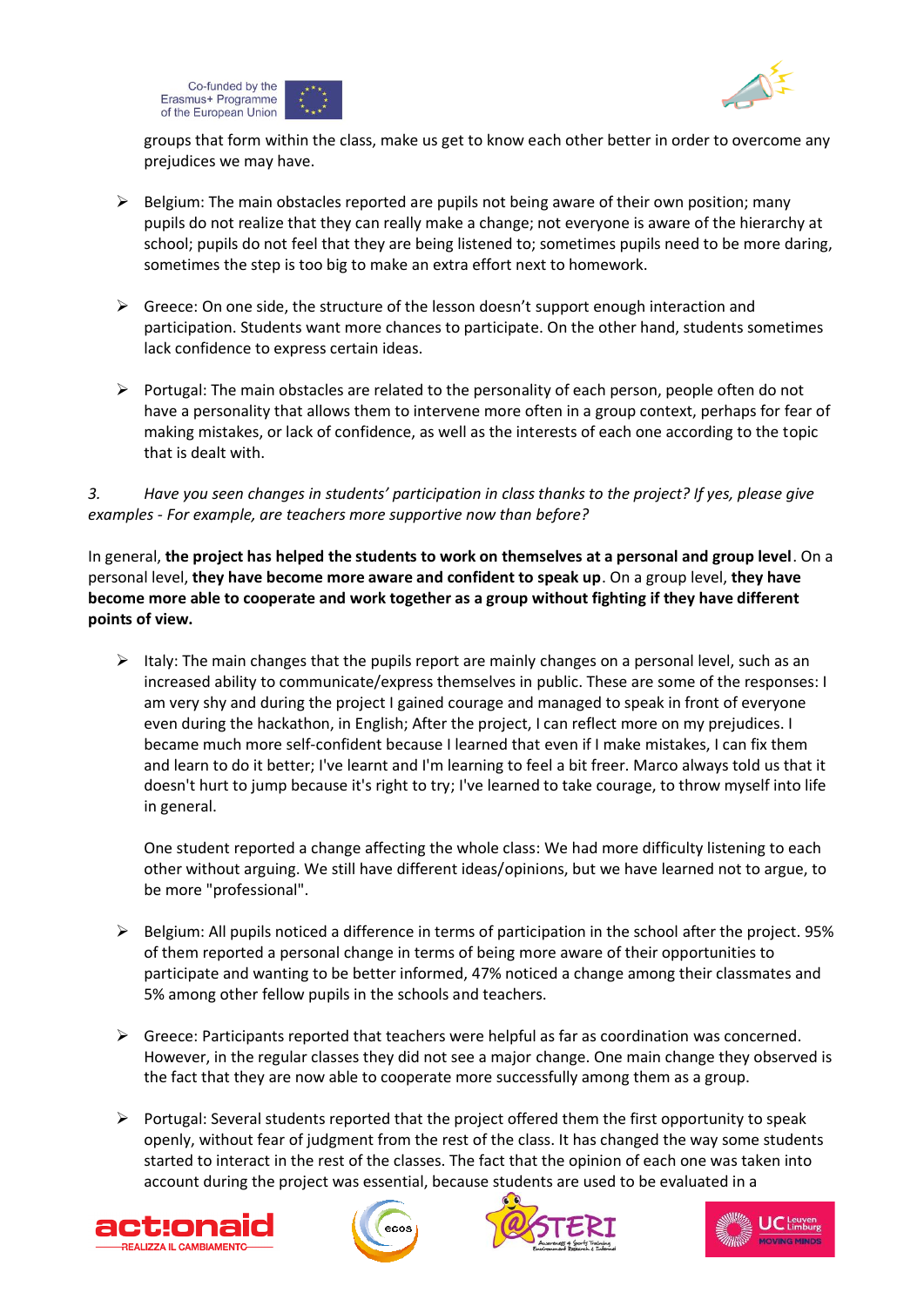groups that form within the class, make us get to know each other better in order to overcome any prejudices we may have.

- Belgium: The main obstacles reported are pupils not being aware of their own position; many pupils do not realize that they can really make a change; not everyone is aware of the hierarchy at school; pupils do not feel that they are being listened to; sometimes pupils need to be more daring, sometimes the step is too big to make an extra effort next to homework.

- Greece: On one side, the structure of the lesson doesn't support enough interaction and participation. Students want more chances to participate. On the other hand, students sometimes lack confidence to express certain ideas.

- Portugal: The main obstacles are related to the personality of each person, people often do not have a personality that allows them to intervene more often in a group context, perhaps for fear of making mistakes, or lack of confidence, as well as the interests of each one according to the topic that is dealt with.

*3. Have you seen changes in students' participation in class thanks to the project? If yes, please give examples - For example, are teachers more supportive now than before?*

In general, **the project has helped the students to work on themselves at a personal and group level**. On a personal level, **they have become more aware and confident to speak up**. On a group level, **they have become more able to cooperate and work together as a group without fighting if they have different points of view.**

- Italy: The main changes that the pupils report are mainly changes on a personal level, such as an increased ability to communicate/express themselves in public. These are some of the responses: I am very shy and during the project I gained courage and managed to speak in front of everyone even during the hackathon, in English; After the project, I can reflect more on my prejudices. I became much more self-confident because I learned that even if I make mistakes, I can fix them and learn to do it better; I've learnt and I'm learning to feel a bit freer. Marco always told us that it doesn't hurt to jump because it's right to try; I've learned to take courage, to throw myself into life in general.

  One student reported a change affecting the whole class: We had more difficulty listening to each other without arguing. We still have different ideas/opinions, but we have learned not to argue, to be more "professional".

- Belgium: All pupils noticed a difference in terms of participation in the school after the project. 95% of them reported a personal change in terms of being more aware of their opportunities to participate and wanting to be better informed, 47% noticed a change among their classmates and 5% among other fellow pupils in the schools and teachers.

- Greece: Participants reported that teachers were helpful as far as coordination was concerned. However, in the regular classes they did not see a major change. One main change they observed is the fact that they are now able to cooperate more successfully among them as a group.

- Portugal: Several students reported that the project offered them the first opportunity to speak openly, without fear of judgment from the rest of the class. It has changed the way some students started to interact in the rest of the classes. The fact that the opinion of each one was taken into account during the project was essential, because students are used to be evaluated in a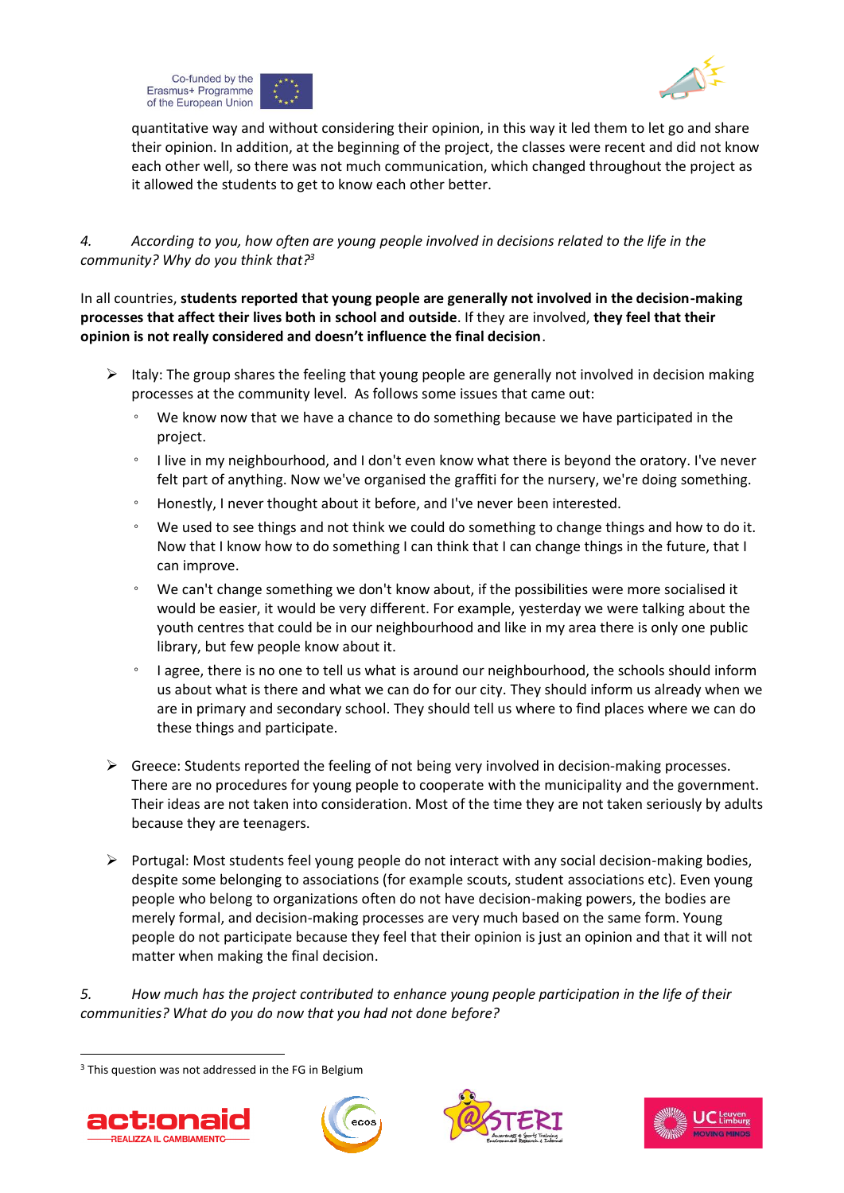quantitative way and without considering their opinion, in this way it led them to let go and share their opinion. In addition, at the beginning of the project, the classes were recent and did not know each other well, so there was not much communication, which changed throughout the project as it allowed the students to get to know each other better.

4. *According to you, how often are young people involved in decisions related to the life in the community? Why do you think that?*[3]

In all countries, **students reported that young people are generally not involved in the decision-making processes that affect their lives both in school and outside**. If they are involved, **they feel that their opinion is not really considered and doesn't influence the final decision**.

- Italy: The group shares the feeling that young people are generally not involved in decision making processes at the community level. As follows some issues that came out:
  - We know now that we have a chance to do something because we have participated in the project.
  - I live in my neighbourhood, and I don't even know what there is beyond the oratory. I've never felt part of anything. Now we've organised the graffiti for the nursery, we're doing something.
  - Honestly, I never thought about it before, and I've never been interested.
  - We used to see things and not think we could do something to change things and how to do it. Now that I know how to do something I can think that I can change things in the future, that I can improve.
  - We can't change something we don't know about, if the possibilities were more socialised it would be easier, it would be very different. For example, yesterday we were talking about the youth centres that could be in our neighbourhood and like in my area there is only one public library, but few people know about it.
  - I agree, there is no one to tell us what is around our neighbourhood, the schools should inform us about what is there and what we can do for our city. They should inform us already when we are in primary and secondary school. They should tell us where to find places where we can do these things and participate.

- Greece: Students reported the feeling of not being very involved in decision-making processes. There are no procedures for young people to cooperate with the municipality and the government. Their ideas are not taken into consideration. Most of the time they are not taken seriously by adults because they are teenagers.

- Portugal: Most students feel young people do not interact with any social decision-making bodies, despite some belonging to associations (for example scouts, student associations etc). Even young people who belong to organizations often do not have decision-making powers, the bodies are merely formal, and decision-making processes are very much based on the same form. Young people do not participate because they feel that their opinion is just an opinion and that it will not matter when making the final decision.

5. *How much has the project contributed to enhance young people participation in the life of their communities? What do you do now that you had not done before?*

[3] This question was not addressed in the FG in Belgium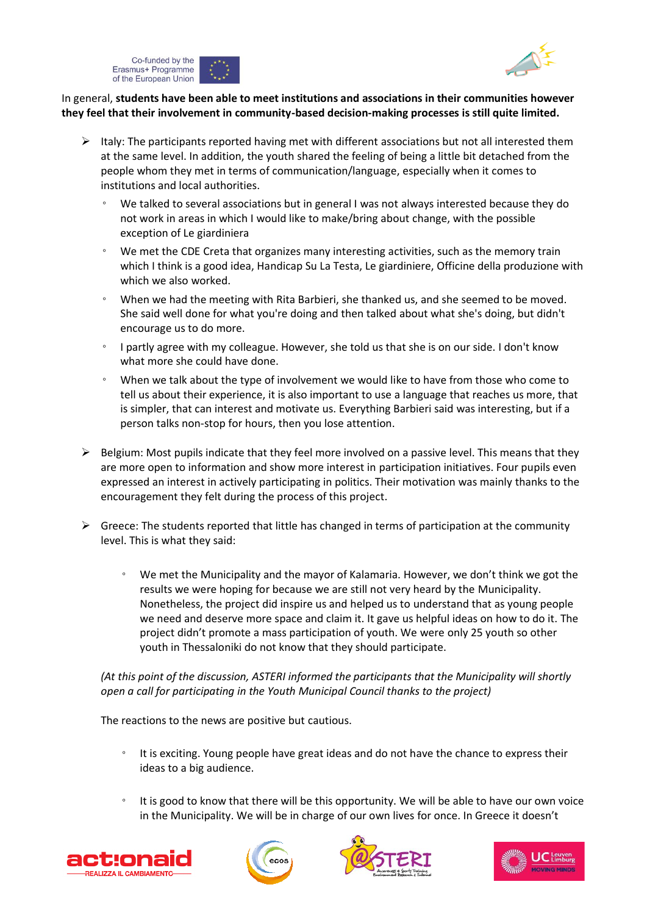In general, **students have been able to meet institutions and associations in their communities however they feel that their involvement in community-based decision-making processes is still quite limited.**

- Italy: The participants reported having met with different associations but not all interested them at the same level. In addition, the youth shared the feeling of being a little bit detached from the people whom they met in terms of communication/language, especially when it comes to institutions and local authorities.
  - We talked to several associations but in general I was not always interested because they do not work in areas in which I would like to make/bring about change, with the possible exception of Le giardiniera
  - We met the CDE Creta that organizes many interesting activities, such as the memory train which I think is a good idea, Handicap Su La Testa, Le giardiniere, Officine della produzione with which we also worked.
  - When we had the meeting with Rita Barbieri, she thanked us, and she seemed to be moved. She said well done for what you're doing and then talked about what she's doing, but didn't encourage us to do more.
  - I partly agree with my colleague. However, she told us that she is on our side. I don't know what more she could have done.
  - When we talk about the type of involvement we would like to have from those who come to tell us about their experience, it is also important to use a language that reaches us more, that is simpler, that can interest and motivate us. Everything Barbieri said was interesting, but if a person talks non-stop for hours, then you lose attention.

- Belgium: Most pupils indicate that they feel more involved on a passive level. This means that they are more open to information and show more interest in participation initiatives. Four pupils even expressed an interest in actively participating in politics. Their motivation was mainly thanks to the encouragement they felt during the process of this project.

- Greece: The students reported that little has changed in terms of participation at the community level. This is what they said:

  - We met the Municipality and the mayor of Kalamaria. However, we don't think we got the results we were hoping for because we are still not very heard by the Municipality. Nonetheless, the project did inspire us and helped us to understand that as young people we need and deserve more space and claim it. It gave us helpful ideas on how to do it. The project didn't promote a mass participation of youth. We were only 25 youth so other youth in Thessaloniki do not know that they should participate.

  *(At this point of the discussion, ASTERI informed the participants that the Municipality will shortly open a call for participating in the Youth Municipal Council thanks to the project)*

  The reactions to the news are positive but cautious.

  - It is exciting. Young people have great ideas and do not have the chance to express their ideas to a big audience.

  - It is good to know that there will be this opportunity. We will be able to have our own voice in the Municipality. We will be in charge of our own lives for once. In Greece it doesn't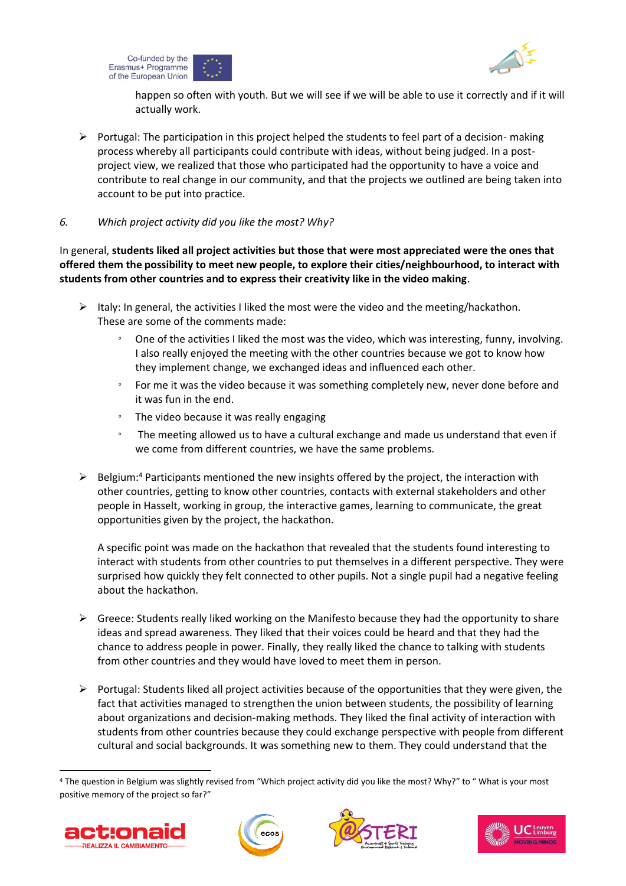happen so often with youth. But we will see if we will be able to use it correctly and if it will actually work.

- Portugal: The participation in this project helped the students to feel part of a decision- making process whereby all participants could contribute with ideas, without being judged. In a post-project view, we realized that those who participated had the opportunity to have a voice and contribute to real change in our community, and that the projects we outlined are being taken into account to be put into practice.

6. *Which project activity did you like the most? Why?*

In general, **students liked all project activities but those that were most appreciated were the ones that offered them the possibility to meet new people, to explore their cities/neighbourhood, to interact with students from other countries and to express their creativity like in the video making**.

- Italy: In general, the activities I liked the most were the video and the meeting/hackathon. These are some of the comments made:
  - One of the activities I liked the most was the video, which was interesting, funny, involving. I also really enjoyed the meeting with the other countries because we got to know how they implement change, we exchanged ideas and influenced each other.
  - For me it was the video because it was something completely new, never done before and it was fun in the end.
  - The video because it was really engaging
  - The meeting allowed us to have a cultural exchange and made us understand that even if we come from different countries, we have the same problems.

- Belgium:[4] Participants mentioned the new insights offered by the project, the interaction with other countries, getting to know other countries, contacts with external stakeholders and other people in Hasselt, working in group, the interactive games, learning to communicate, the great opportunities given by the project, the hackathon.

  A specific point was made on the hackathon that revealed that the students found interesting to interact with students from other countries to put themselves in a different perspective. They were surprised how quickly they felt connected to other pupils. Not a single pupil had a negative feeling about the hackathon.

- Greece: Students really liked working on the Manifesto because they had the opportunity to share ideas and spread awareness. They liked that their voices could be heard and that they had the chance to address people in power. Finally, they really liked the chance to talking with students from other countries and they would have loved to meet them in person.

- Portugal: Students liked all project activities because of the opportunities that they were given, the fact that activities managed to strengthen the union between students, the possibility of learning about organizations and decision-making methods. They liked the final activity of interaction with students from other countries because they could exchange perspective with people from different cultural and social backgrounds. It was something new to them. They could understand that the

[4] The question in Belgium was slightly revised from "Which project activity did you like the most? Why?" to " What is your most positive memory of the project so far?"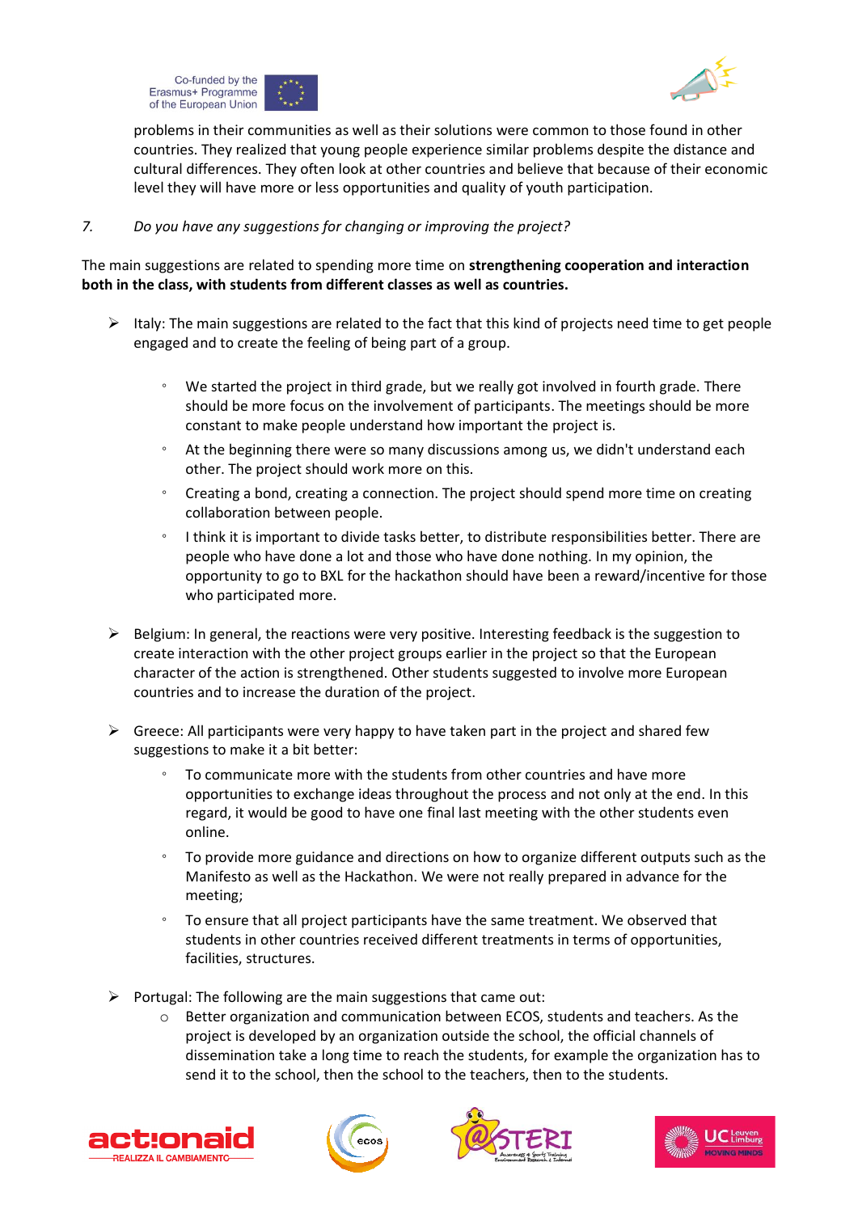problems in their communities as well as their solutions were common to those found in other countries. They realized that young people experience similar problems despite the distance and cultural differences. They often look at other countries and believe that because of their economic level they will have more or less opportunities and quality of youth participation.

7. *Do you have any suggestions for changing or improving the project?*

The main suggestions are related to spending more time on **strengthening cooperation and interaction both in the class, with students from different classes as well as countries.**

- Italy: The main suggestions are related to the fact that this kind of projects need time to get people engaged and to create the feeling of being part of a group.
    - We started the project in third grade, but we really got involved in fourth grade. There should be more focus on the involvement of participants. The meetings should be more constant to make people understand how important the project is.
    - At the beginning there were so many discussions among us, we didn't understand each other. The project should work more on this.
    - Creating a bond, creating a connection. The project should spend more time on creating collaboration between people.
    - I think it is important to divide tasks better, to distribute responsibilities better. There are people who have done a lot and those who have done nothing. In my opinion, the opportunity to go to BXL for the hackathon should have been a reward/incentive for those who participated more.

- Belgium: In general, the reactions were very positive. Interesting feedback is the suggestion to create interaction with the other project groups earlier in the project so that the European character of the action is strengthened. Other students suggested to involve more European countries and to increase the duration of the project.

- Greece: All participants were very happy to have taken part in the project and shared few suggestions to make it a bit better:
    - To communicate more with the students from other countries and have more opportunities to exchange ideas throughout the process and not only at the end. In this regard, it would be good to have one final last meeting with the other students even online.
    - To provide more guidance and directions on how to organize different outputs such as the Manifesto as well as the Hackathon. We were not really prepared in advance for the meeting;
    - To ensure that all project participants have the same treatment. We observed that students in other countries received different treatments in terms of opportunities, facilities, structures.

- Portugal: The following are the main suggestions that came out:
    - Better organization and communication between ECOS, students and teachers. As the project is developed by an organization outside the school, the official channels of dissemination take a long time to reach the students, for example the organization has to send it to the school, then the school to the teachers, then to the students.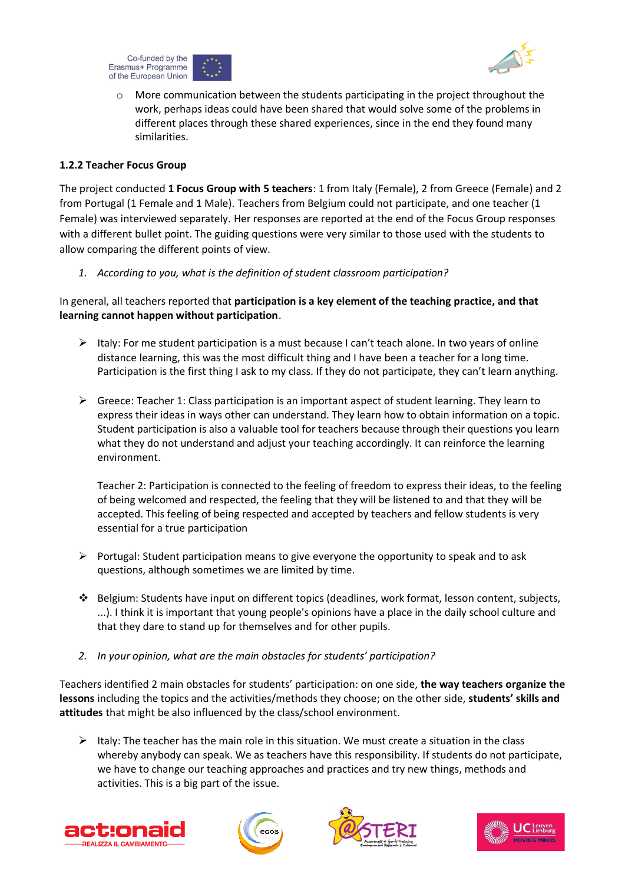- More communication between the students participating in the project throughout the work, perhaps ideas could have been shared that would solve some of the problems in different places through these shared experiences, since in the end they found many similarities.

### 1.2.2 Teacher Focus Group

The project conducted **1 Focus Group with 5 teachers**: 1 from Italy (Female), 2 from Greece (Female) and 2 from Portugal (1 Female and 1 Male). Teachers from Belgium could not participate, and one teacher (1 Female) was interviewed separately. Her responses are reported at the end of the Focus Group responses with a different bullet point. The guiding questions were very similar to those used with the students to allow comparing the different points of view.

1. *According to you, what is the definition of student classroom participation?*

In general, all teachers reported that **participation is a key element of the teaching practice, and that learning cannot happen without participation**.

- ➢ Italy: For me student participation is a must because I can't teach alone. In two years of online distance learning, this was the most difficult thing and I have been a teacher for a long time. Participation is the first thing I ask to my class. If they do not participate, they can't learn anything.

- ➢ Greece: Teacher 1: Class participation is an important aspect of student learning. They learn to express their ideas in ways other can understand. They learn how to obtain information on a topic. Student participation is also a valuable tool for teachers because through their questions you learn what they do not understand and adjust your teaching accordingly. It can reinforce the learning environment.

  Teacher 2: Participation is connected to the feeling of freedom to express their ideas, to the feeling of being welcomed and respected, the feeling that they will be listened to and that they will be accepted. This feeling of being respected and accepted by teachers and fellow students is very essential for a true participation

- ➢ Portugal: Student participation means to give everyone the opportunity to speak and to ask questions, although sometimes we are limited by time.

- ❖ Belgium: Students have input on different topics (deadlines, work format, lesson content, subjects, ...). I think it is important that young people's opinions have a place in the daily school culture and that they dare to stand up for themselves and for other pupils.

2. *In your opinion, what are the main obstacles for students' participation?*

Teachers identified 2 main obstacles for students' participation: on one side, **the way teachers organize the lessons** including the topics and the activities/methods they choose; on the other side, **students' skills and attitudes** that might be also influenced by the class/school environment.

- ➢ Italy: The teacher has the main role in this situation. We must create a situation in the class whereby anybody can speak. We as teachers have this responsibility. If students do not participate, we have to change our teaching approaches and practices and try new things, methods and activities. This is a big part of the issue.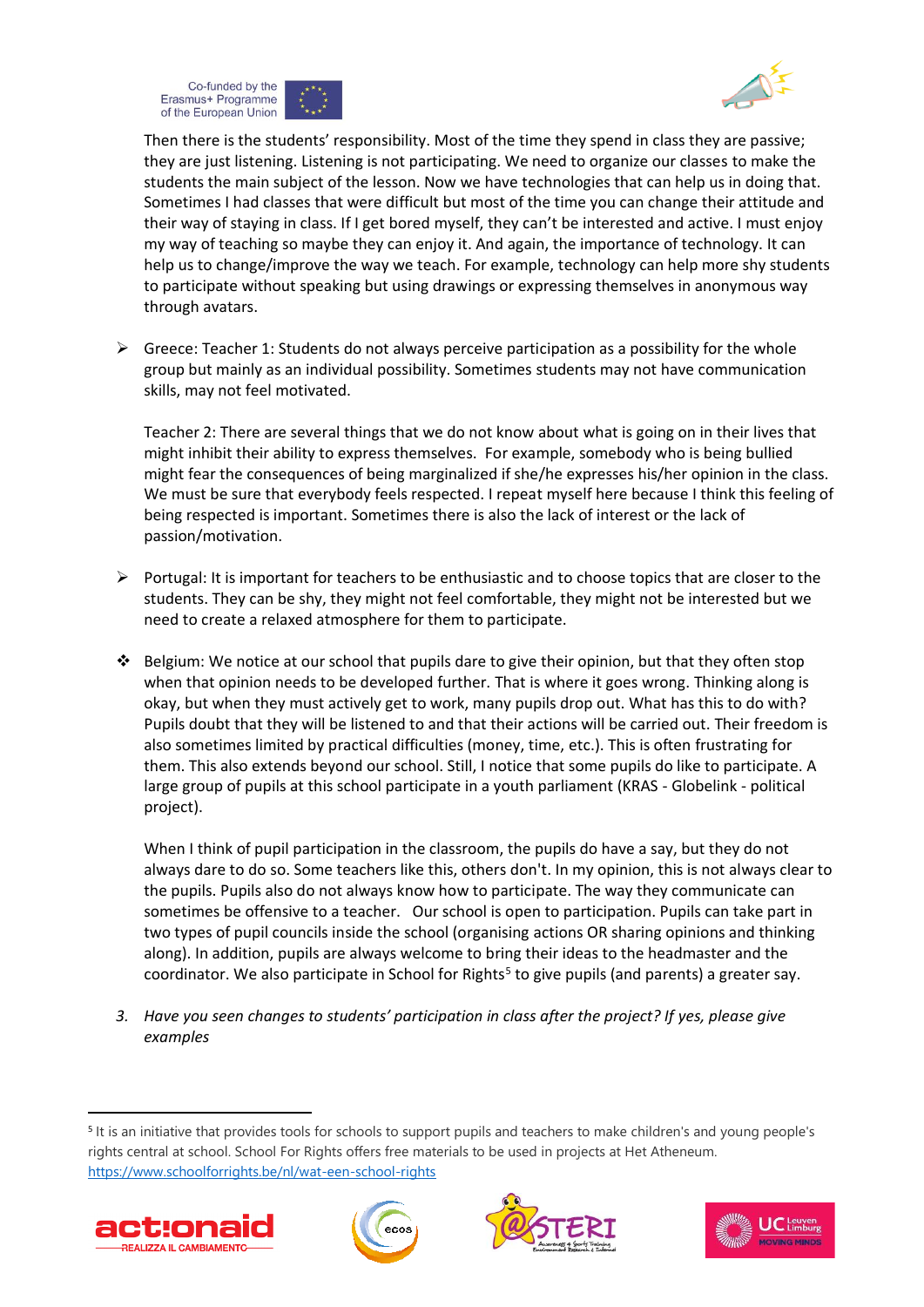Then there is the students' responsibility. Most of the time they spend in class they are passive; they are just listening. Listening is not participating. We need to organize our classes to make the students the main subject of the lesson. Now we have technologies that can help us in doing that. Sometimes I had classes that were difficult but most of the time you can change their attitude and their way of staying in class. If I get bored myself, they can't be interested and active. I must enjoy my way of teaching so maybe they can enjoy it. And again, the importance of technology. It can help us to change/improve the way we teach. For example, technology can help more shy students to participate without speaking but using drawings or expressing themselves in anonymous way through avatars.

- Greece: Teacher 1: Students do not always perceive participation as a possibility for the whole group but mainly as an individual possibility. Sometimes students may not have communication skills, may not feel motivated.

  Teacher 2: There are several things that we do not know about what is going on in their lives that might inhibit their ability to express themselves. For example, somebody who is being bullied might fear the consequences of being marginalized if she/he expresses his/her opinion in the class. We must be sure that everybody feels respected. I repeat myself here because I think this feeling of being respected is important. Sometimes there is also the lack of interest or the lack of passion/motivation.

- Portugal: It is important for teachers to be enthusiastic and to choose topics that are closer to the students. They can be shy, they might not feel comfortable, they might not be interested but we need to create a relaxed atmosphere for them to participate.

- Belgium: We notice at our school that pupils dare to give their opinion, but that they often stop when that opinion needs to be developed further. That is where it goes wrong. Thinking along is okay, but when they must actively get to work, many pupils drop out. What has this to do with? Pupils doubt that they will be listened to and that their actions will be carried out. Their freedom is also sometimes limited by practical difficulties (money, time, etc.). This is often frustrating for them. This also extends beyond our school. Still, I notice that some pupils do like to participate. A large group of pupils at this school participate in a youth parliament (KRAS - Globelink - political project).

  When I think of pupil participation in the classroom, the pupils do have a say, but they do not always dare to do so. Some teachers like this, others don't. In my opinion, this is not always clear to the pupils. Pupils also do not always know how to participate. The way they communicate can sometimes be offensive to a teacher. Our school is open to participation. Pupils can take part in two types of pupil councils inside the school (organising actions OR sharing opinions and thinking along). In addition, pupils are always welcome to bring their ideas to the headmaster and the coordinator. We also participate in School for Rights[5] to give pupils (and parents) a greater say.

3. *Have you seen changes to students' participation in class after the project? If yes, please give examples*

[5] It is an initiative that provides tools for schools to support pupils and teachers to make children's and young people's rights central at school. School For Rights offers free materials to be used in projects at Het Atheneum. https://www.schoolforrights.be/nl/wat-een-school-rights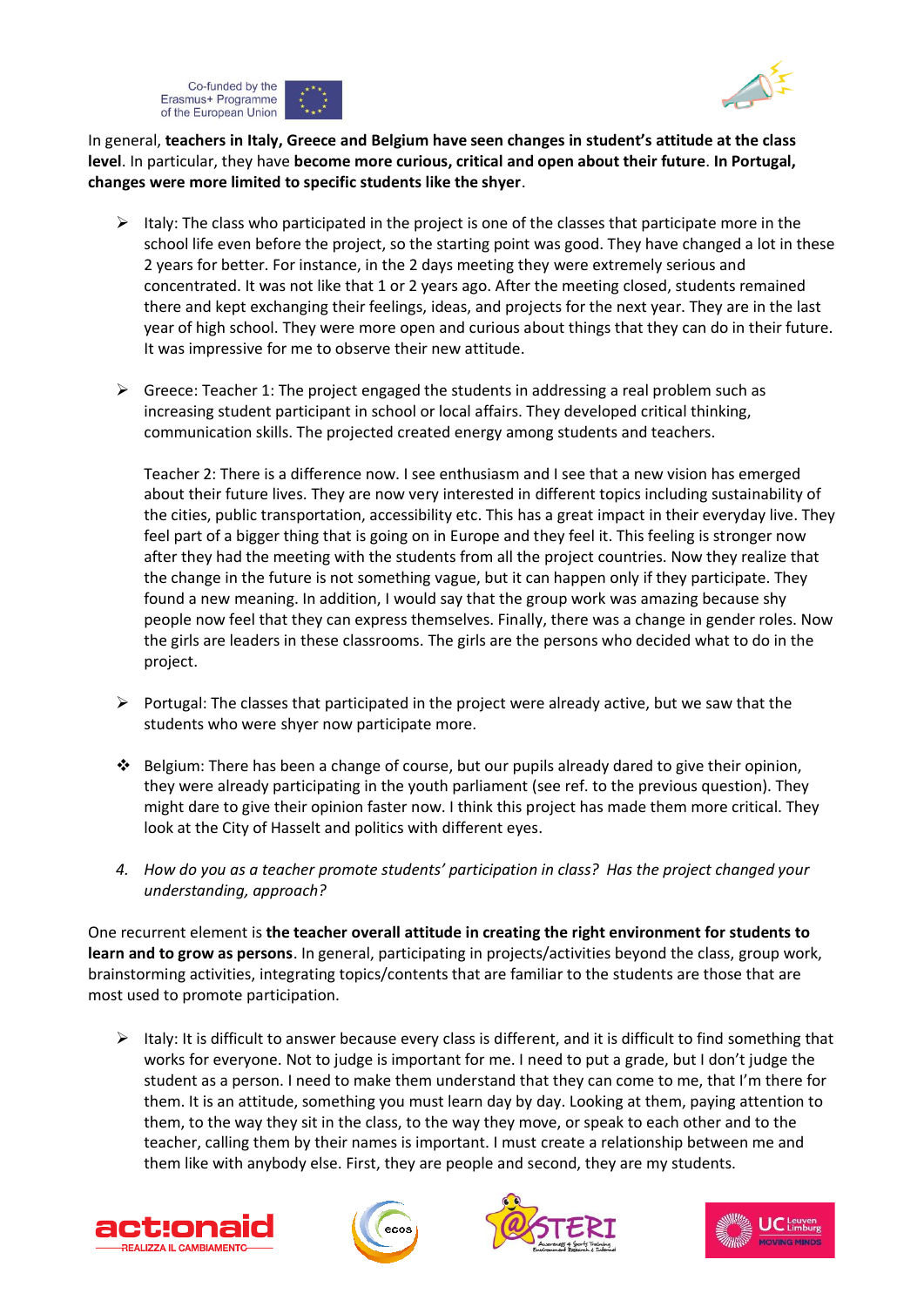In general, **teachers in Italy, Greece and Belgium have seen changes in student's attitude at the class level**. In particular, they have **become more curious, critical and open about their future**. **In Portugal, changes were more limited to specific students like the shyer**.

- Italy: The class who participated in the project is one of the classes that participate more in the school life even before the project, so the starting point was good. They have changed a lot in these 2 years for better. For instance, in the 2 days meeting they were extremely serious and concentrated. It was not like that 1 or 2 years ago. After the meeting closed, students remained there and kept exchanging their feelings, ideas, and projects for the next year. They are in the last year of high school. They were more open and curious about things that they can do in their future. It was impressive for me to observe their new attitude.

- Greece: Teacher 1: The project engaged the students in addressing a real problem such as increasing student participant in school or local affairs. They developed critical thinking, communication skills. The projected created energy among students and teachers.

  Teacher 2: There is a difference now. I see enthusiasm and I see that a new vision has emerged about their future lives. They are now very interested in different topics including sustainability of the cities, public transportation, accessibility etc. This has a great impact in their everyday live. They feel part of a bigger thing that is going on in Europe and they feel it. This feeling is stronger now after they had the meeting with the students from all the project countries. Now they realize that the change in the future is not something vague, but it can happen only if they participate. They found a new meaning. In addition, I would say that the group work was amazing because shy people now feel that they can express themselves. Finally, there was a change in gender roles. Now the girls are leaders in these classrooms. The girls are the persons who decided what to do in the project.

- Portugal: The classes that participated in the project were already active, but we saw that the students who were shyer now participate more.

- Belgium: There has been a change of course, but our pupils already dared to give their opinion, they were already participating in the youth parliament (see ref. to the previous question). They might dare to give their opinion faster now. I think this project has made them more critical. They look at the City of Hasselt and politics with different eyes.

4. *How do you as a teacher promote students' participation in class? Has the project changed your understanding, approach?*

One recurrent element is **the teacher overall attitude in creating the right environment for students to learn and to grow as persons**. In general, participating in projects/activities beyond the class, group work, brainstorming activities, integrating topics/contents that are familiar to the students are those that are most used to promote participation.

- Italy: It is difficult to answer because every class is different, and it is difficult to find something that works for everyone. Not to judge is important for me. I need to put a grade, but I don't judge the student as a person. I need to make them understand that they can come to me, that I'm there for them. It is an attitude, something you must learn day by day. Looking at them, paying attention to them, to the way they sit in the class, to the way they move, or speak to each other and to the teacher, calling them by their names is important. I must create a relationship between me and them like with anybody else. First, they are people and second, they are my students.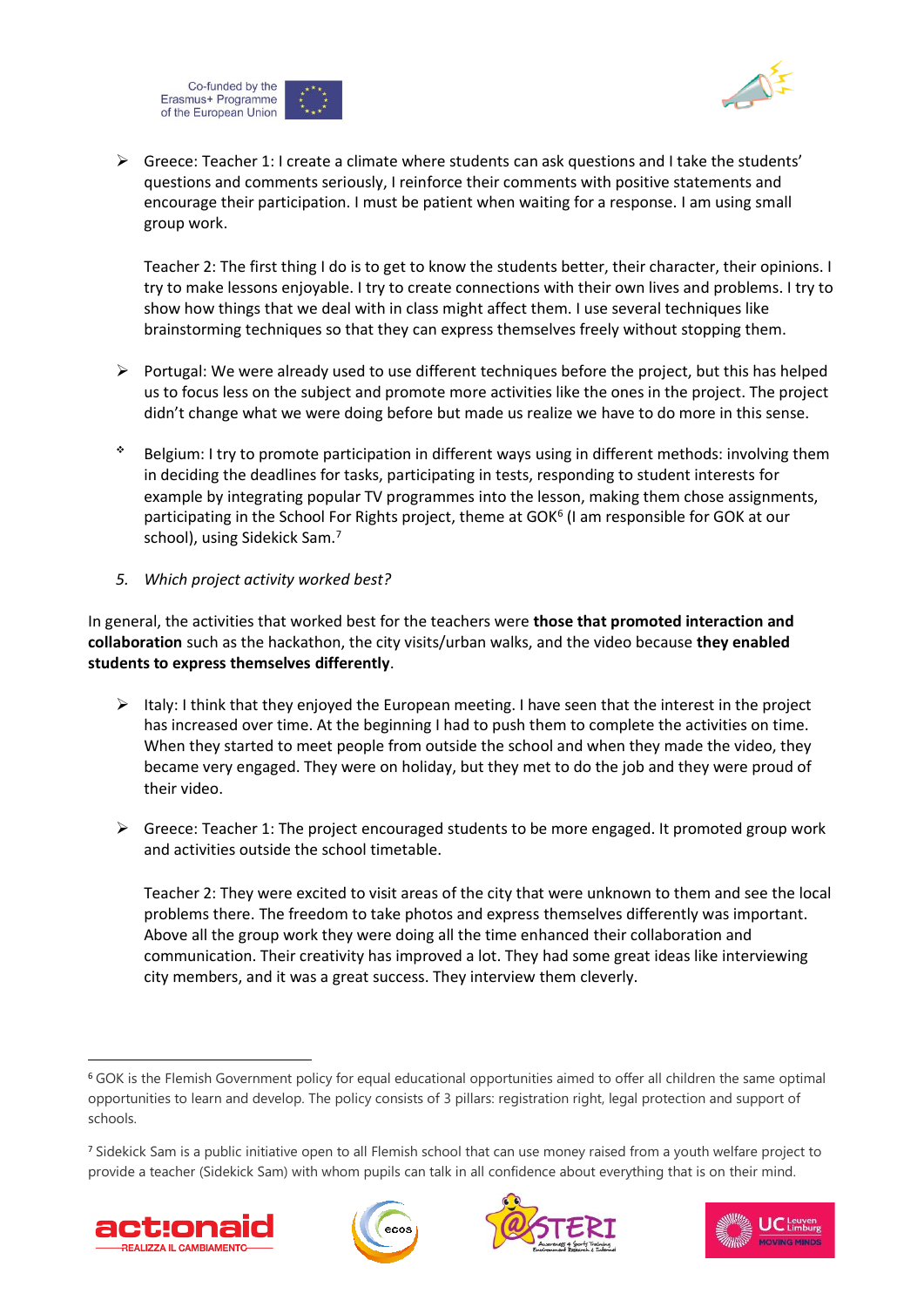- Greece: Teacher 1: I create a climate where students can ask questions and I take the students' questions and comments seriously, I reinforce their comments with positive statements and encourage their participation. I must be patient when waiting for a response. I am using small group work.

  Teacher 2: The first thing I do is to get to know the students better, their character, their opinions. I try to make lessons enjoyable. I try to create connections with their own lives and problems. I try to show how things that we deal with in class might affect them. I use several techniques like brainstorming techniques so that they can express themselves freely without stopping them.

- Portugal: We were already used to use different techniques before the project, but this has helped us to focus less on the subject and promote more activities like the ones in the project. The project didn't change what we were doing before but made us realize we have to do more in this sense.

- Belgium: I try to promote participation in different ways using in different methods: involving them in deciding the deadlines for tasks, participating in tests, responding to student interests for example by integrating popular TV programmes into the lesson, making them chose assignments, participating in the School For Rights project, theme at GOK[6] (I am responsible for GOK at our school), using Sidekick Sam.[7]

5. *Which project activity worked best?*

In general, the activities that worked best for the teachers were **those that promoted interaction and collaboration** such as the hackathon, the city visits/urban walks, and the video because **they enabled students to express themselves differently**.

- Italy: I think that they enjoyed the European meeting. I have seen that the interest in the project has increased over time. At the beginning I had to push them to complete the activities on time. When they started to meet people from outside the school and when they made the video, they became very engaged. They were on holiday, but they met to do the job and they were proud of their video.

- Greece: Teacher 1: The project encouraged students to be more engaged. It promoted group work and activities outside the school timetable.

  Teacher 2: They were excited to visit areas of the city that were unknown to them and see the local problems there. The freedom to take photos and express themselves differently was important. Above all the group work they were doing all the time enhanced their collaboration and communication. Their creativity has improved a lot. They had some great ideas like interviewing city members, and it was a great success. They interview them cleverly.

---

[6] GOK is the Flemish Government policy for equal educational opportunities aimed to offer all children the same optimal opportunities to learn and develop. The policy consists of 3 pillars: registration right, legal protection and support of schools.

[7] Sidekick Sam is a public initiative open to all Flemish school that can use money raised from a youth welfare project to provide a teacher (Sidekick Sam) with whom pupils can talk in all confidence about everything that is on their mind.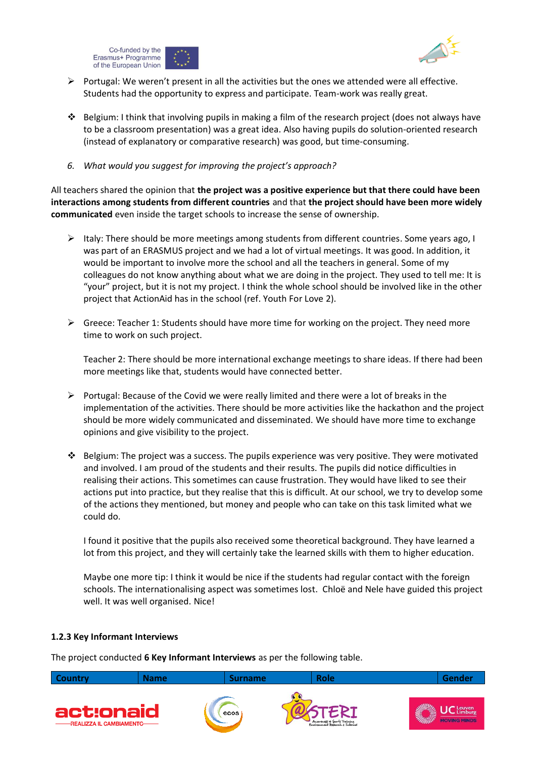- Portugal: We weren't present in all the activities but the ones we attended were all effective. Students had the opportunity to express and participate. Team-work was really great.

- Belgium: I think that involving pupils in making a film of the research project (does not always have to be a classroom presentation) was a great idea. Also having pupils do solution-oriented research (instead of explanatory or comparative research) was good, but time-consuming.

6. *What would you suggest for improving the project's approach?*

All teachers shared the opinion that **the project was a positive experience but that there could have been interactions among students from different countries** and that **the project should have been more widely communicated** even inside the target schools to increase the sense of ownership.

- Italy: There should be more meetings among students from different countries. Some years ago, I was part of an ERASMUS project and we had a lot of virtual meetings. It was good. In addition, it would be important to involve more the school and all the teachers in general. Some of my colleagues do not know anything about what we are doing in the project. They used to tell me: It is "your" project, but it is not my project. I think the whole school should be involved like in the other project that ActionAid has in the school (ref. Youth For Love 2).

- Greece: Teacher 1: Students should have more time for working on the project. They need more time to work on such project.

  Teacher 2: There should be more international exchange meetings to share ideas. If there had been more meetings like that, students would have connected better.

- Portugal: Because of the Covid we were really limited and there were a lot of breaks in the implementation of the activities. There should be more activities like the hackathon and the project should be more widely communicated and disseminated. We should have more time to exchange opinions and give visibility to the project.

- Belgium: The project was a success. The pupils experience was very positive. They were motivated and involved. I am proud of the students and their results. The pupils did notice difficulties in realising their actions. This sometimes can cause frustration. They would have liked to see their actions put into practice, but they realise that this is difficult. At our school, we try to develop some of the actions they mentioned, but money and people who can take on this task limited what we could do.

  I found it positive that the pupils also received some theoretical background. They have learned a lot from this project, and they will certainly take the learned skills with them to higher education.

  Maybe one more tip: I think it would be nice if the students had regular contact with the foreign schools. The internationalising aspect was sometimes lost. Chloë and Nele have guided this project well. It was well organised. Nice!

### 1.2.3 Key Informant Interviews

The project conducted **6 Key Informant Interviews** as per the following table.

| Country | Name | Surname | Role | Gender |
|---|---|---|---|---|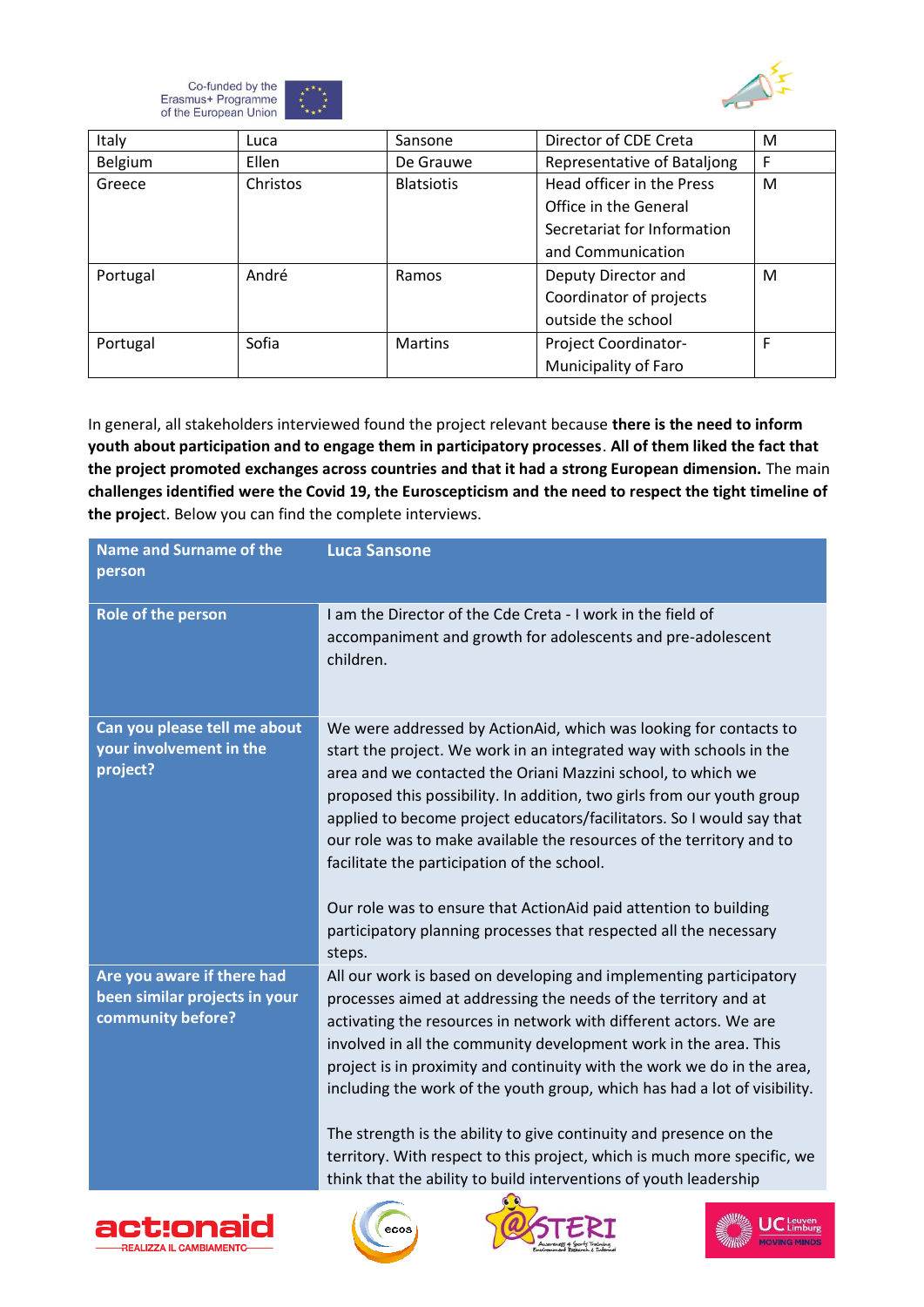| Italy | Luca | Sansone | Director of CDE Creta | M |
|---|---|---|---|---|
| Belgium | Ellen | De Grauwe | Representative of Bataljong | F |
| Greece | Christos | Blatsiotis | Head officer in the Press Office in the General Secretariat for Information and Communication | M |
| Portugal | André | Ramos | Deputy Director and Coordinator of projects outside the school | M |
| Portugal | Sofia | Martins | Project Coordinator- Municipality of Faro | F |

In general, all stakeholders interviewed found the project relevant because **there is the need to inform youth about participation and to engage them in participatory processes**. **All of them liked the fact that the project promoted exchanges across countries and that it had a strong European dimension.** The main **challenges identified were the Covid 19, the Euroscepticism and the need to respect the tight timeline of the projec**t. Below you can find the complete interviews.

| **Name and Surname of the person** | **Luca Sansone** |
|---|---|
| **Role of the person** | I am the Director of the Cde Creta - I work in the field of accompaniment and growth for adolescents and pre-adolescent children. |
| **Can you please tell me about your involvement in the project?** | We were addressed by ActionAid, which was looking for contacts to start the project. We work in an integrated way with schools in the area and we contacted the Oriani Mazzini school, to which we proposed this possibility. In addition, two girls from our youth group applied to become project educators/facilitators. So I would say that our role was to make available the resources of the territory and to facilitate the participation of the school.<br><br>Our role was to ensure that ActionAid paid attention to building participatory planning processes that respected all the necessary steps. |
| **Are you aware if there had been similar projects in your community before?** | All our work is based on developing and implementing participatory processes aimed at addressing the needs of the territory and at activating the resources in network with different actors. We are involved in all the community development work in the area. This project is in proximity and continuity with the work we do in the area, including the work of the youth group, which has had a lot of visibility.<br><br>The strength is the ability to give continuity and presence on the territory. With respect to this project, which is much more specific, we think that the ability to build interventions of youth leadership |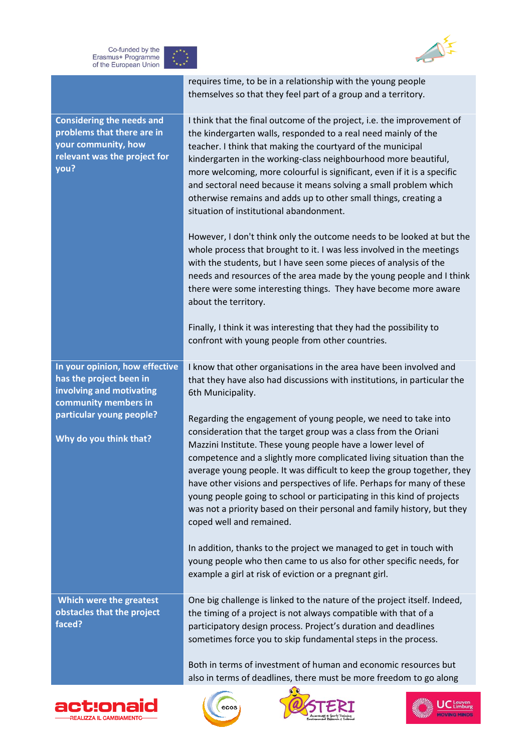| | |
|---|---|
| | requires time, to be in a relationship with the young people themselves so that they feel part of a group and a territory. |
| **Considering the needs and problems that there are in your community, how relevant was the project for you?** | I think that the final outcome of the project, i.e. the improvement of the kindergarten walls, responded to a real need mainly of the teacher. I think that making the courtyard of the municipal kindergarten in the working-class neighbourhood more beautiful, more welcoming, more colourful is significant, even if it is a specific and sectoral need because it means solving a small problem which otherwise remains and adds up to other small things, creating a situation of institutional abandonment.<br><br>However, I don't think only the outcome needs to be looked at but the whole process that brought to it. I was less involved in the meetings with the students, but I have seen some pieces of analysis of the needs and resources of the area made by the young people and I think there were some interesting things. They have become more aware about the territory.<br><br>Finally, I think it was interesting that they had the possibility to confront with young people from other countries. |
| **In your opinion, how effective has the project been in involving and motivating community members in particular young people?**<br><br>**Why do you think that?** | I know that other organisations in the area have been involved and that they have also had discussions with institutions, in particular the 6th Municipality.<br><br>Regarding the engagement of young people, we need to take into consideration that the target group was a class from the Oriani Mazzini Institute. These young people have a lower level of competence and a slightly more complicated living situation than the average young people. It was difficult to keep the group together, they have other visions and perspectives of life. Perhaps for many of these young people going to school or participating in this kind of projects was not a priority based on their personal and family history, but they coped well and remained.<br><br>In addition, thanks to the project we managed to get in touch with young people who then came to us also for other specific needs, for example a girl at risk of eviction or a pregnant girl. |
| **Which were the greatest obstacles that the project faced?** | One big challenge is linked to the nature of the project itself. Indeed, the timing of a project is not always compatible with that of a participatory design process. Project's duration and deadlines sometimes force you to skip fundamental steps in the process.<br><br>Both in terms of investment of human and economic resources but also in terms of deadlines, there must be more freedom to go along |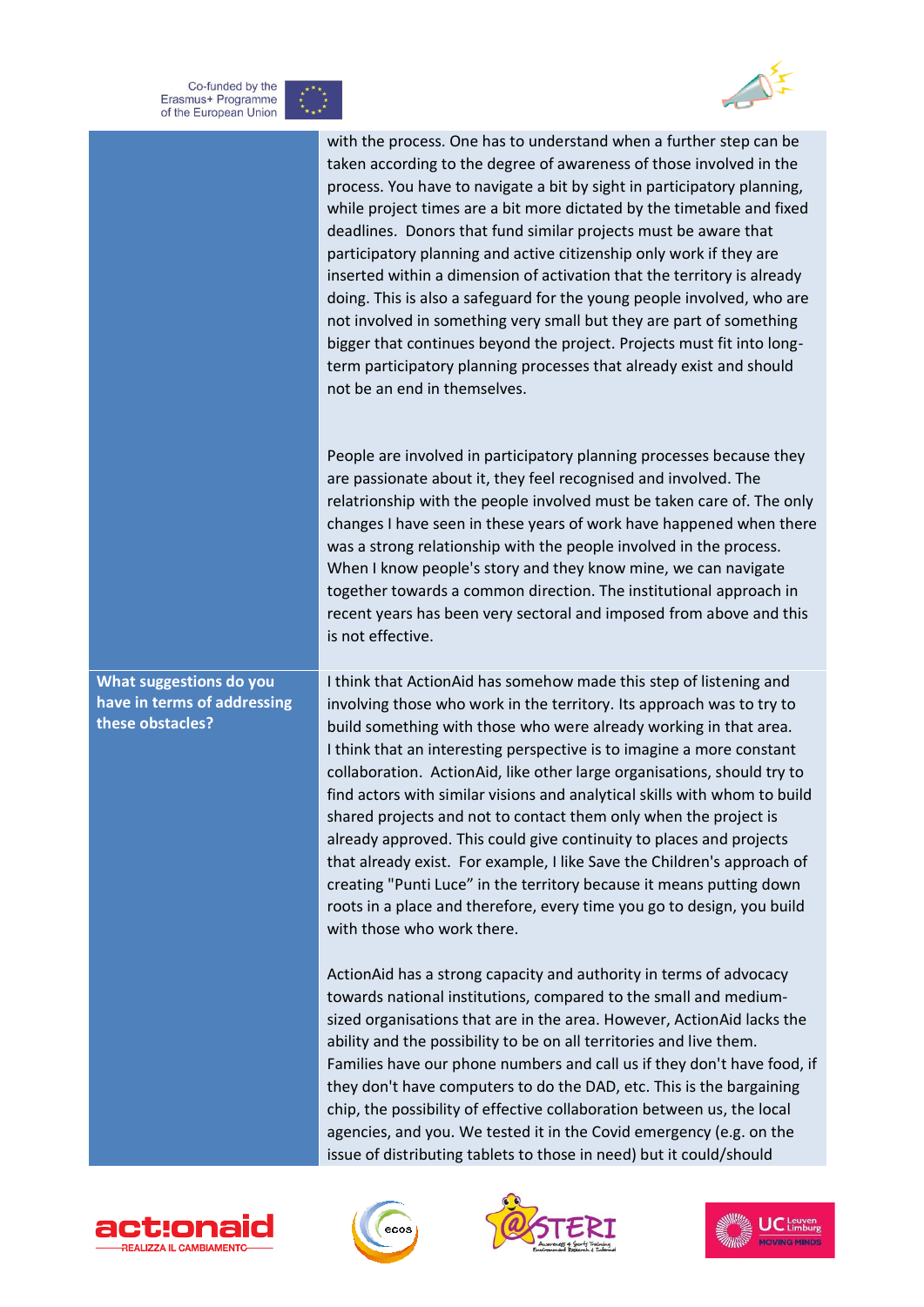| | |
|---|---|
| | with the process. One has to understand when a further step can be taken according to the degree of awareness of those involved in the process. You have to navigate a bit by sight in participatory planning, while project times are a bit more dictated by the timetable and fixed deadlines. Donors that fund similar projects must be aware that participatory planning and active citizenship only work if they are inserted within a dimension of activation that the territory is already doing. This is also a safeguard for the young people involved, who are not involved in something very small but they are part of something bigger that continues beyond the project. Projects must fit into long-term participatory planning processes that already exist and should not be an end in themselves.<br><br>People are involved in participatory planning processes because they are passionate about it, they feel recognised and involved. The relatrionship with the people involved must be taken care of. The only changes I have seen in these years of work have happened when there was a strong relationship with the people involved in the process. When I know people's story and they know mine, we can navigate together towards a common direction. The institutional approach in recent years has been very sectoral and imposed from above and this is not effective. |
| **What suggestions do you have in terms of addressing these obstacles?** | I think that ActionAid has somehow made this step of listening and involving those who work in the territory. Its approach was to try to build something with those who were already working in that area. I think that an interesting perspective is to imagine a more constant collaboration. ActionAid, like other large organisations, should try to find actors with similar visions and analytical skills with whom to build shared projects and not to contact them only when the project is already approved. This could give continuity to places and projects that already exist. For example, I like Save the Children's approach of creating "Punti Luce" in the territory because it means putting down roots in a place and therefore, every time you go to design, you build with those who work there.<br><br>ActionAid has a strong capacity and authority in terms of advocacy towards national institutions, compared to the small and medium-sized organisations that are in the area. However, ActionAid lacks the ability and the possibility to be on all territories and live them. Families have our phone numbers and call us if they don't have food, if they don't have computers to do the DAD, etc. This is the bargaining chip, the possibility of effective collaboration between us, the local agencies, and you. We tested it in the Covid emergency (e.g. on the issue of distributing tablets to those in need) but it could/should |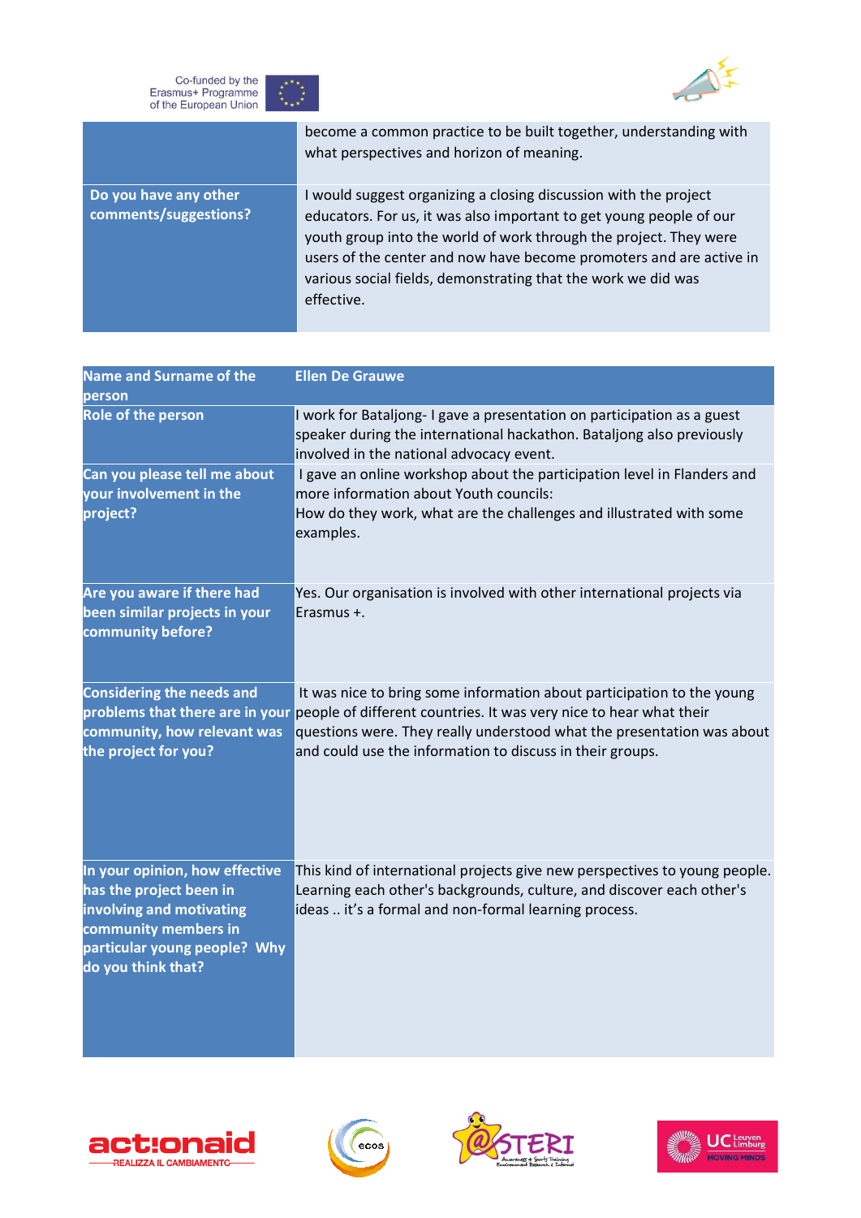| | |
|---|---|
| | become a common practice to be built together, understanding with what perspectives and horizon of meaning. |
| **Do you have any other comments/suggestions?** | I would suggest organizing a closing discussion with the project educators. For us, it was also important to get young people of our youth group into the world of work through the project. They were users of the center and now have become promoters and are active in various social fields, demonstrating that the work we did was effective. |

| **Name and Surname of the person** | **Ellen De Grauwe** |
|---|---|
| **Role of the person** | I work for Bataljong- I gave a presentation on participation as a guest speaker during the international hackathon. Bataljong also previously involved in the national advocacy event. |
| **Can you please tell me about your involvement in the project?** | I gave an online workshop about the participation level in Flanders and more information about Youth councils:<br>How do they work, what are the challenges and illustrated with some examples. |
| **Are you aware if there had been similar projects in your community before?** | Yes. Our organisation is involved with other international projects via Erasmus +. |
| **Considering the needs and problems that there are in your community, how relevant was the project for you?** | It was nice to bring some information about participation to the young people of different countries. It was very nice to hear what their questions were. They really understood what the presentation was about and could use the information to discuss in their groups. |
| **In your opinion, how effective has the project been in involving and motivating community members in particular young people? Why do you think that?** | This kind of international projects give new perspectives to young people. Learning each other's backgrounds, culture, and discover each other's ideas .. it's a formal and non-formal learning process. |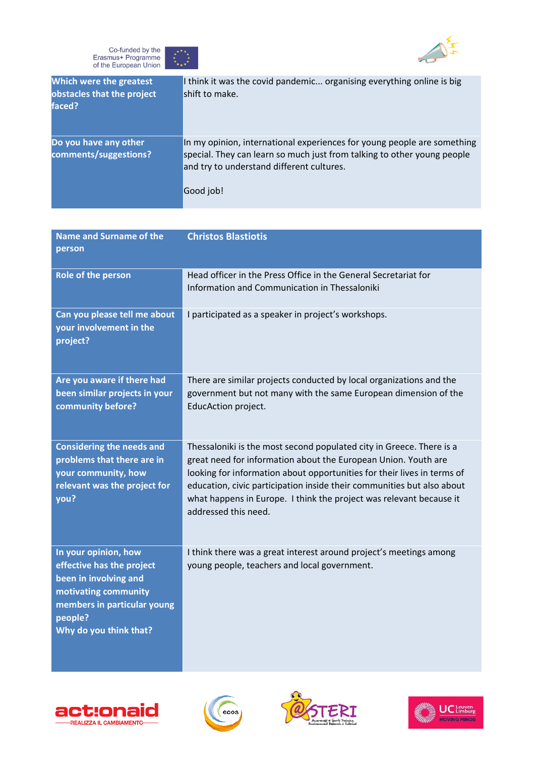| Which were the greatest obstacles that the project faced? | I think it was the covid pandemic... organising everything online is big shift to make. |
|---|---|
| Do you have any other comments/suggestions? | In my opinion, international experiences for young people are something special. They can learn so much just from talking to other young people and try to understand different cultures.<br><br>Good job! |

| Name and Surname of the person | Christos Blastiotis |
|---|---|
| Role of the person | Head officer in the Press Office in the General Secretariat for Information and Communication in Thessaloniki |
| Can you please tell me about your involvement in the project? | I participated as a speaker in project's workshops. |
| Are you aware if there had been similar projects in your community before? | There are similar projects conducted by local organizations and the government but not many with the same European dimension of the EducAction project. |
| Considering the needs and problems that there are in your community, how relevant was the project for you? | Thessaloniki is the most second populated city in Greece. There is a great need for information about the European Union. Youth are looking for information about opportunities for their lives in terms of education, civic participation inside their communities but also about what happens in Europe. I think the project was relevant because it addressed this need. |
| In your opinion, how effective has the project been in involving and motivating community members in particular young people?<br>Why do you think that? | I think there was a great interest around project's meetings among young people, teachers and local government. |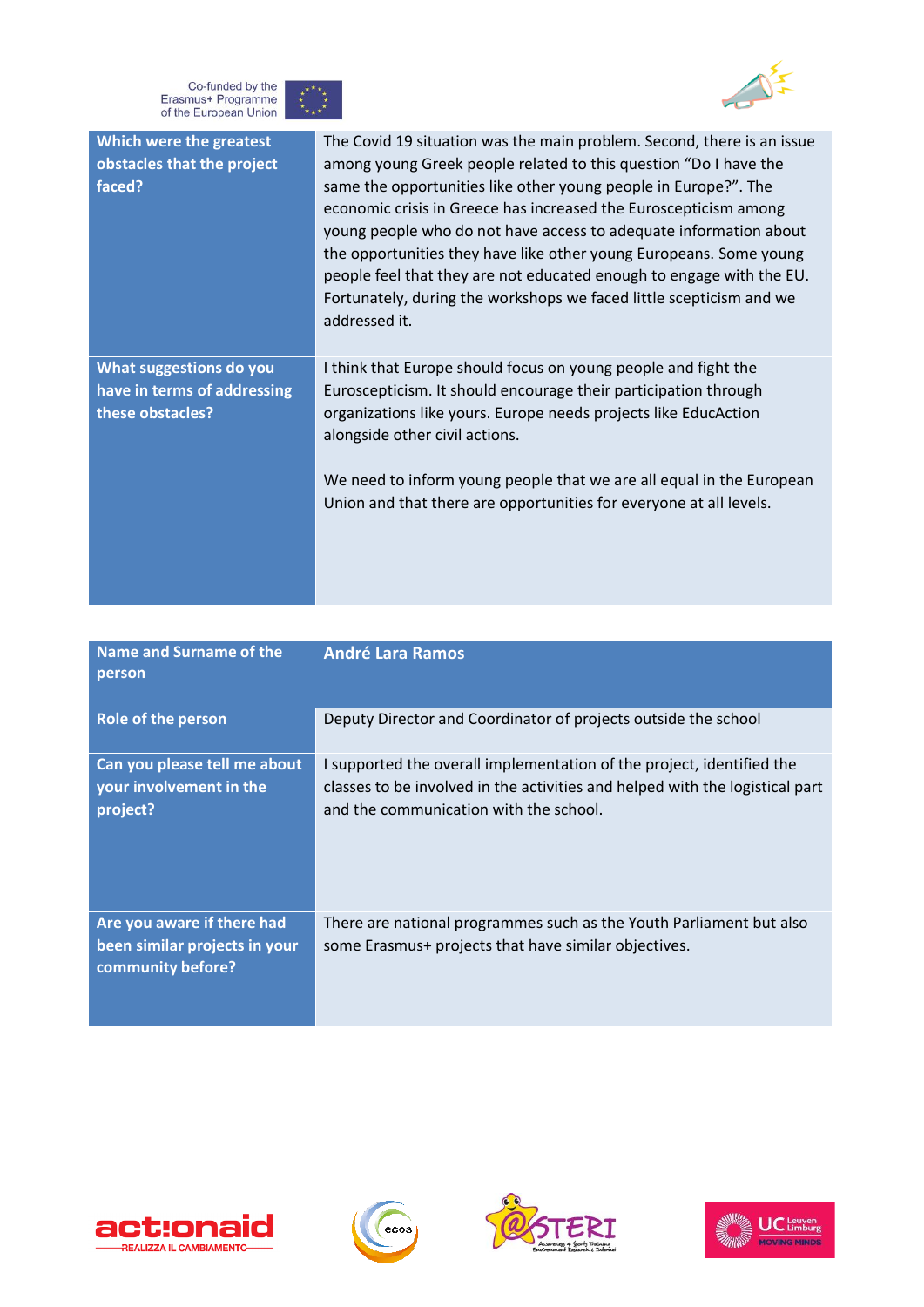| Which were the greatest obstacles that the project faced? | The Covid 19 situation was the main problem. Second, there is an issue among young Greek people related to this question "Do I have the same the opportunities like other young people in Europe?". The economic crisis in Greece has increased the Euroscepticism among young people who do not have access to adequate information about the opportunities they have like other young Europeans. Some young people feel that they are not educated enough to engage with the EU. Fortunately, during the workshops we faced little scepticism and we addressed it. |
|---|---|
| What suggestions do you have in terms of addressing these obstacles? | I think that Europe should focus on young people and fight the Euroscepticism. It should encourage their participation through organizations like yours. Europe needs projects like EducAction alongside other civil actions.<br><br>We need to inform young people that we are all equal in the European Union and that there are opportunities for everyone at all levels. |

| Name and Surname of the person | André Lara Ramos |
|---|---|
| Role of the person | Deputy Director and Coordinator of projects outside the school |
| Can you please tell me about your involvement in the project? | I supported the overall implementation of the project, identified the classes to be involved in the activities and helped with the logistical part and the communication with the school. |
| Are you aware if there had been similar projects in your community before? | There are national programmes such as the Youth Parliament but also some Erasmus+ projects that have similar objectives. |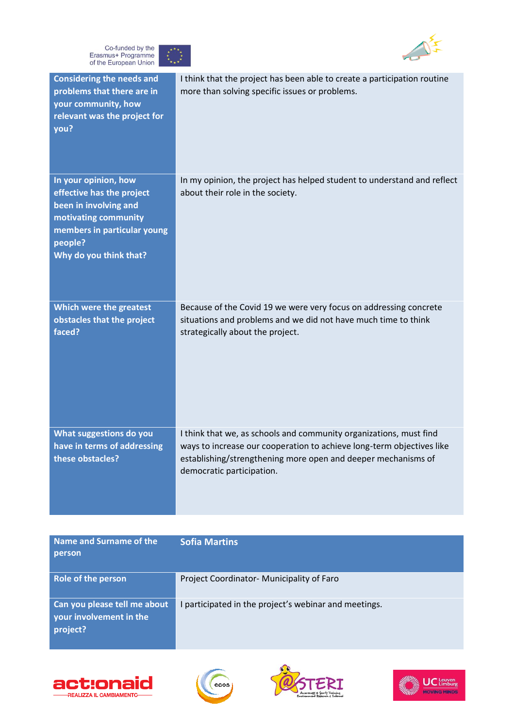| | |
|---|---|
| **Considering the needs and problems that there are in your community, how relevant was the project for you?** | I think that the project has been able to create a participation routine more than solving specific issues or problems. |
| **In your opinion, how effective has the project been in involving and motivating community members in particular young people? Why do you think that?** | In my opinion, the project has helped student to understand and reflect about their role in the society. |
| **Which were the greatest obstacles that the project faced?** | Because of the Covid 19 we were very focus on addressing concrete situations and problems and we did not have much time to think strategically about the project. |
| **What suggestions do you have in terms of addressing these obstacles?** | I think that we, as schools and community organizations, must find ways to increase our cooperation to achieve long-term objectives like establishing/strengthening more open and deeper mechanisms of democratic participation. |

| **Name and Surname of the person** | **Sofia Martins** |
|---|---|
| **Role of the person** | Project Coordinator- Municipality of Faro |
| **Can you please tell me about your involvement in the project?** | I participated in the project's webinar and meetings. |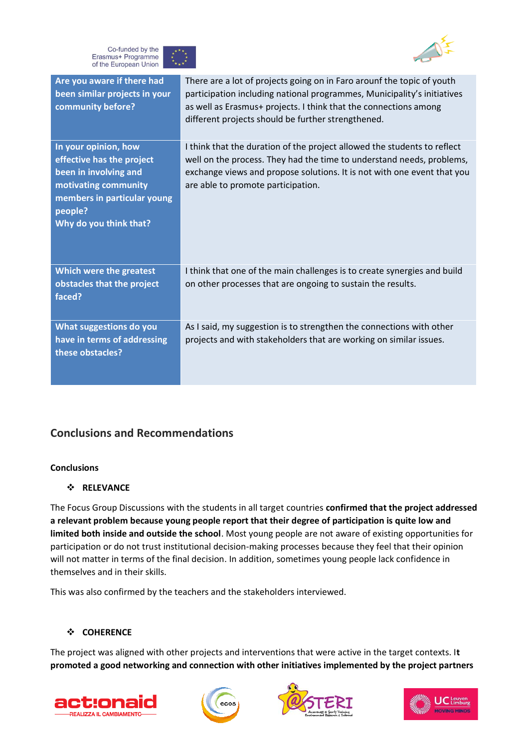| Are you aware if there had been similar projects in your community before? | There are a lot of projects going on in Faro arounf the topic of youth participation including national programmes, Municipality's initiatives as well as Erasmus+ projects. I think that the connections among different projects should be further strengthened. |
|---|---|
| In your opinion, how effective has the project been in involving and motivating community members in particular young people? Why do you think that? | I think that the duration of the project allowed the students to reflect well on the process. They had the time to understand needs, problems, exchange views and propose solutions. It is not with one event that you are able to promote participation. |
| Which were the greatest obstacles that the project faced? | I think that one of the main challenges is to create synergies and build on other processes that are ongoing to sustain the results. |
| What suggestions do you have in terms of addressing these obstacles? | As I said, my suggestion is to strengthen the connections with other projects and with stakeholders that are working on similar issues. |

## Conclusions and Recommendations

**Conclusions**

- **RELEVANCE**

The Focus Group Discussions with the students in all target countries **confirmed that the project addressed a relevant problem because young people report that their degree of participation is quite low and limited both inside and outside the school**. Most young people are not aware of existing opportunities for participation or do not trust institutional decision-making processes because they feel that their opinion will not matter in terms of the final decision. In addition, sometimes young people lack confidence in themselves and in their skills.

This was also confirmed by the teachers and the stakeholders interviewed.

- **COHERENCE**

The project was aligned with other projects and interventions that were active in the target contexts. I**t promoted a good networking and connection with other initiatives implemented by the project partners**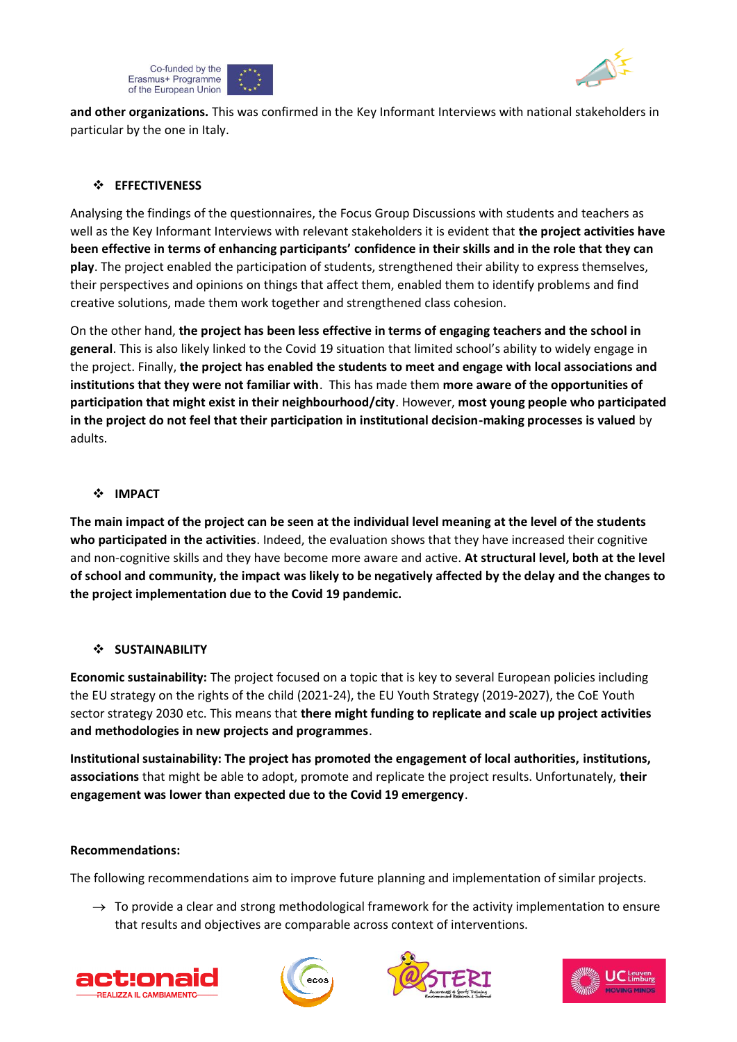**and other organizations.** This was confirmed in the Key Informant Interviews with national stakeholders in particular by the one in Italy.

### ❖ EFFECTIVENESS

Analysing the findings of the questionnaires, the Focus Group Discussions with students and teachers as well as the Key Informant Interviews with relevant stakeholders it is evident that **the project activities have been effective in terms of enhancing participants' confidence in their skills and in the role that they can play**. The project enabled the participation of students, strengthened their ability to express themselves, their perspectives and opinions on things that affect them, enabled them to identify problems and find creative solutions, made them work together and strengthened class cohesion.

On the other hand, **the project has been less effective in terms of engaging teachers and the school in general**. This is also likely linked to the Covid 19 situation that limited school's ability to widely engage in the project. Finally, **the project has enabled the students to meet and engage with local associations and institutions that they were not familiar with**. This has made them **more aware of the opportunities of participation that might exist in their neighbourhood/city**. However, **most young people who participated in the project do not feel that their participation in institutional decision-making processes is valued** by adults.

### ❖ IMPACT

**The main impact of the project can be seen at the individual level meaning at the level of the students who participated in the activities**. Indeed, the evaluation shows that they have increased their cognitive and non-cognitive skills and they have become more aware and active. **At structural level, both at the level of school and community, the impact was likely to be negatively affected by the delay and the changes to the project implementation due to the Covid 19 pandemic.**

### ❖ SUSTAINABILITY

**Economic sustainability:** The project focused on a topic that is key to several European policies including the EU strategy on the rights of the child (2021-24), the EU Youth Strategy (2019-2027), the CoE Youth sector strategy 2030 etc. This means that **there might funding to replicate and scale up project activities and methodologies in new projects and programmes**.

**Institutional sustainability: The project has promoted the engagement of local authorities, institutions, associations** that might be able to adopt, promote and replicate the project results. Unfortunately, **their engagement was lower than expected due to the Covid 19 emergency**.

**Recommendations:**

The following recommendations aim to improve future planning and implementation of similar projects.

→ To provide a clear and strong methodological framework for the activity implementation to ensure that results and objectives are comparable across context of interventions.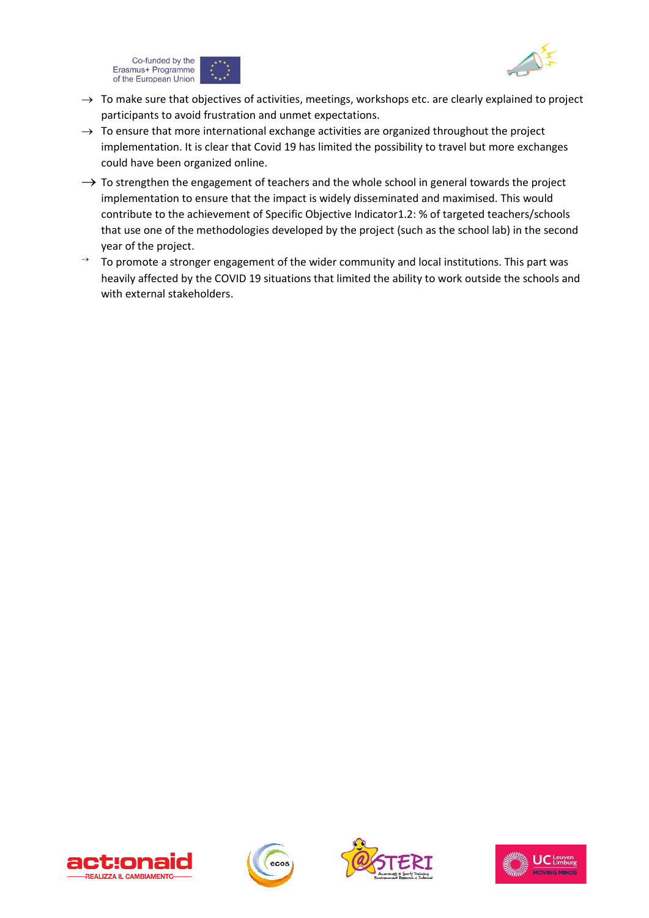- → To make sure that objectives of activities, meetings, workshops etc. are clearly explained to project participants to avoid frustration and unmet expectations.
- → To ensure that more international exchange activities are organized throughout the project implementation. It is clear that Covid 19 has limited the possibility to travel but more exchanges could have been organized online.
- → To strengthen the engagement of teachers and the whole school in general towards the project implementation to ensure that the impact is widely disseminated and maximised. This would contribute to the achievement of Specific Objective Indicator1.2: % of targeted teachers/schools that use one of the methodologies developed by the project (such as the school lab) in the second year of the project.
- → To promote a stronger engagement of the wider community and local institutions. This part was heavily affected by the COVID 19 situations that limited the ability to work outside the schools and with external stakeholders.